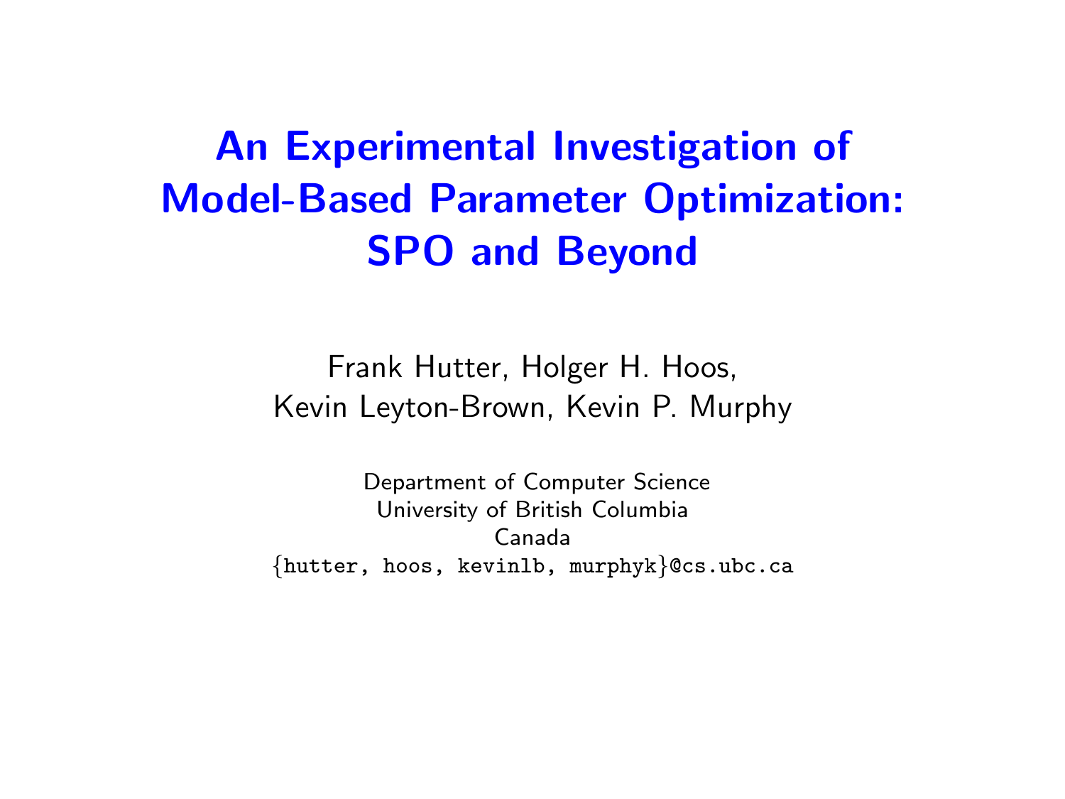# An Experimental Investigation of Model-Based Parameter Optimization: SPO and Beyond

Frank Hutter, Holger H. Hoos,
Kevin Leyton-Brown, Kevin P. Murphy

Department of Computer Science
University of British Columbia
Canada
{hutter, hoos, kevinlb, murphyk}@cs.ubc.ca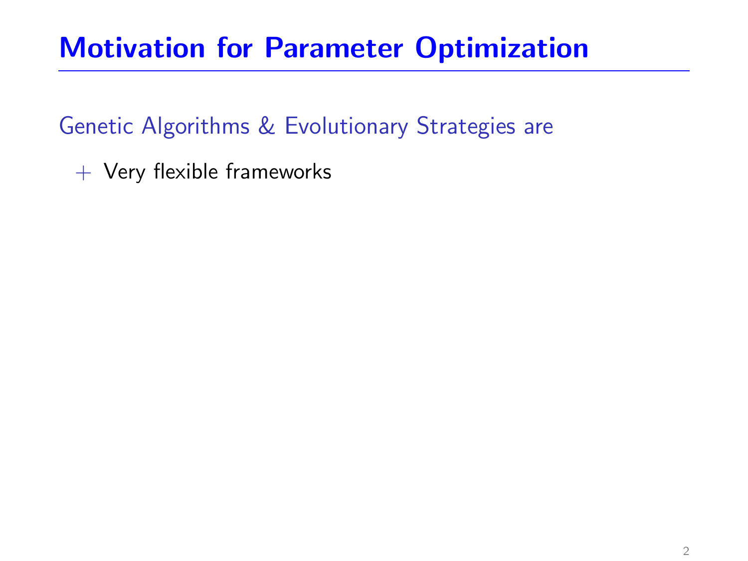# Motivation for Parameter Optimization

Genetic Algorithms & Evolutionary Strategies are

+ Very flexible frameworks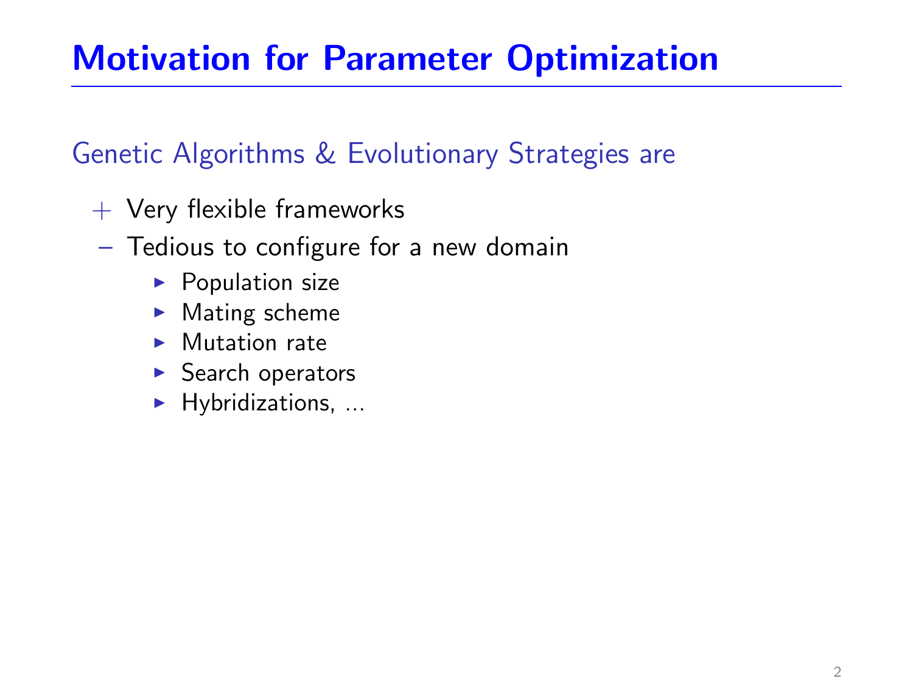# Motivation for Parameter Optimization

Genetic Algorithms & Evolutionary Strategies are

+ Very flexible frameworks
– Tedious to configure for a new domain
    - Population size
    - Mating scheme
    - Mutation rate
    - Search operators
    - Hybridizations, ...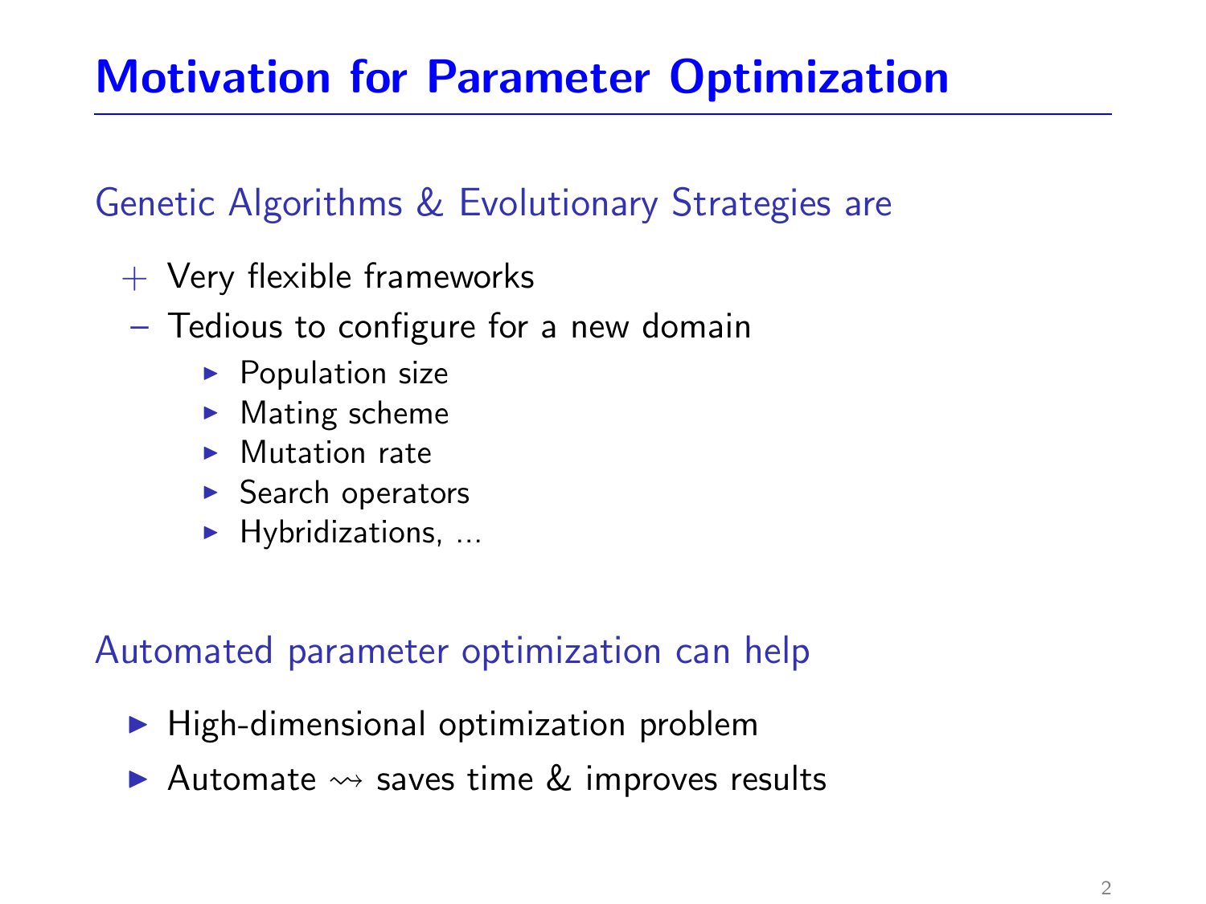# Motivation for Parameter Optimization

Genetic Algorithms & Evolutionary Strategies are

- + Very flexible frameworks
- – Tedious to configure for a new domain
  - Population size
  - Mating scheme
  - Mutation rate
  - Search operators
  - Hybridizations, ...

Automated parameter optimization can help

- High-dimensional optimization problem
- Automate $\rightsquigarrow$ saves time & improves results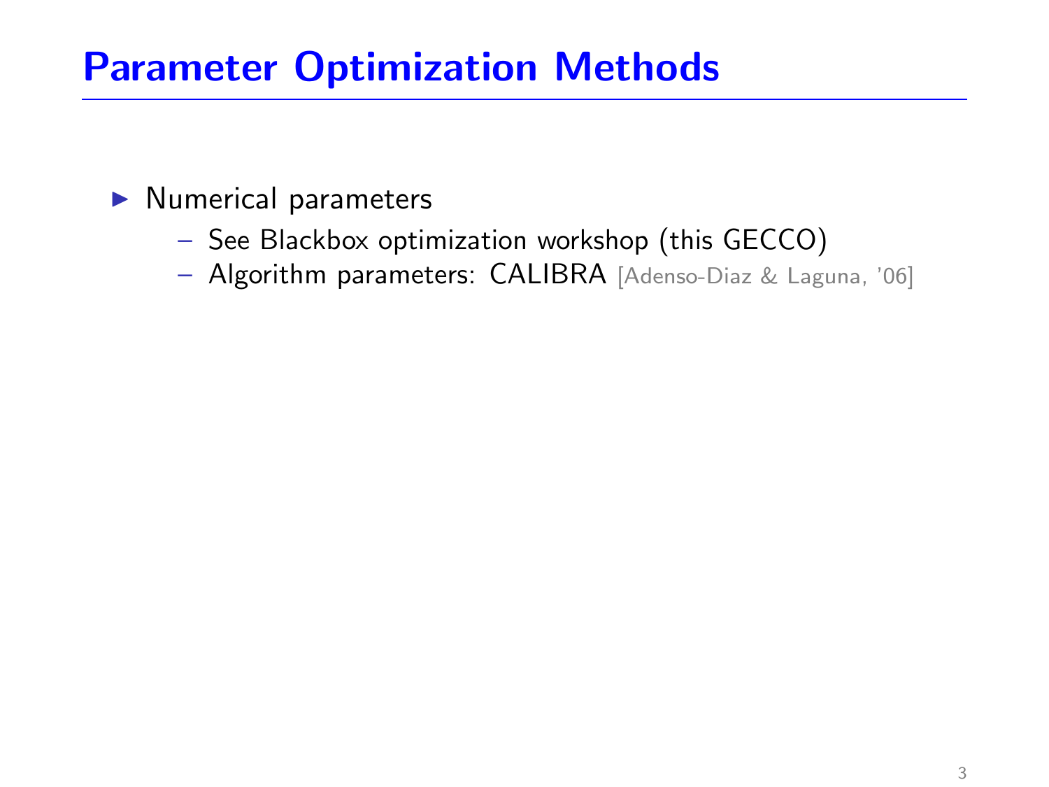# Parameter Optimization Methods

- Numerical parameters
  - See Blackbox optimization workshop (this GECCO)
  - Algorithm parameters: CALIBRA [Adenso-Diaz & Laguna, '06]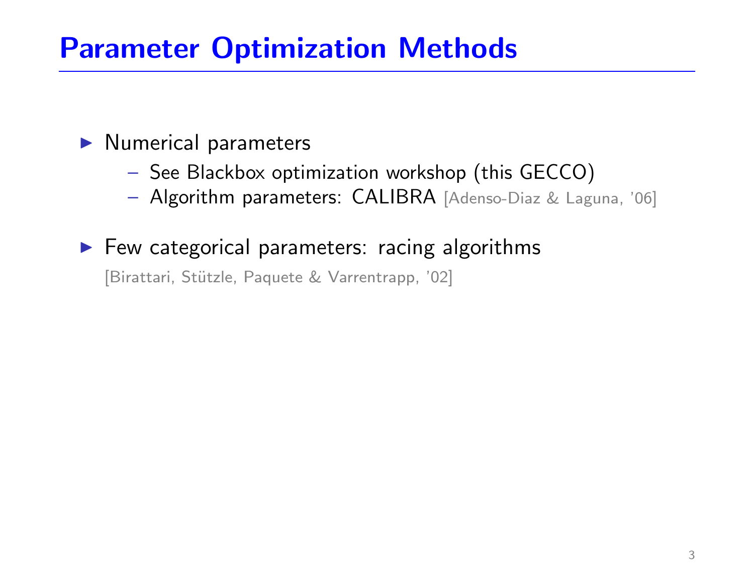# Parameter Optimization Methods

- Numerical parameters
  - See Blackbox optimization workshop (this GECCO)
  - Algorithm parameters: CALIBRA [Adenso-Diaz & Laguna, '06]
- Few categorical parameters: racing algorithms

  [Birattari, Stützle, Paquete & Varrentrapp, '02]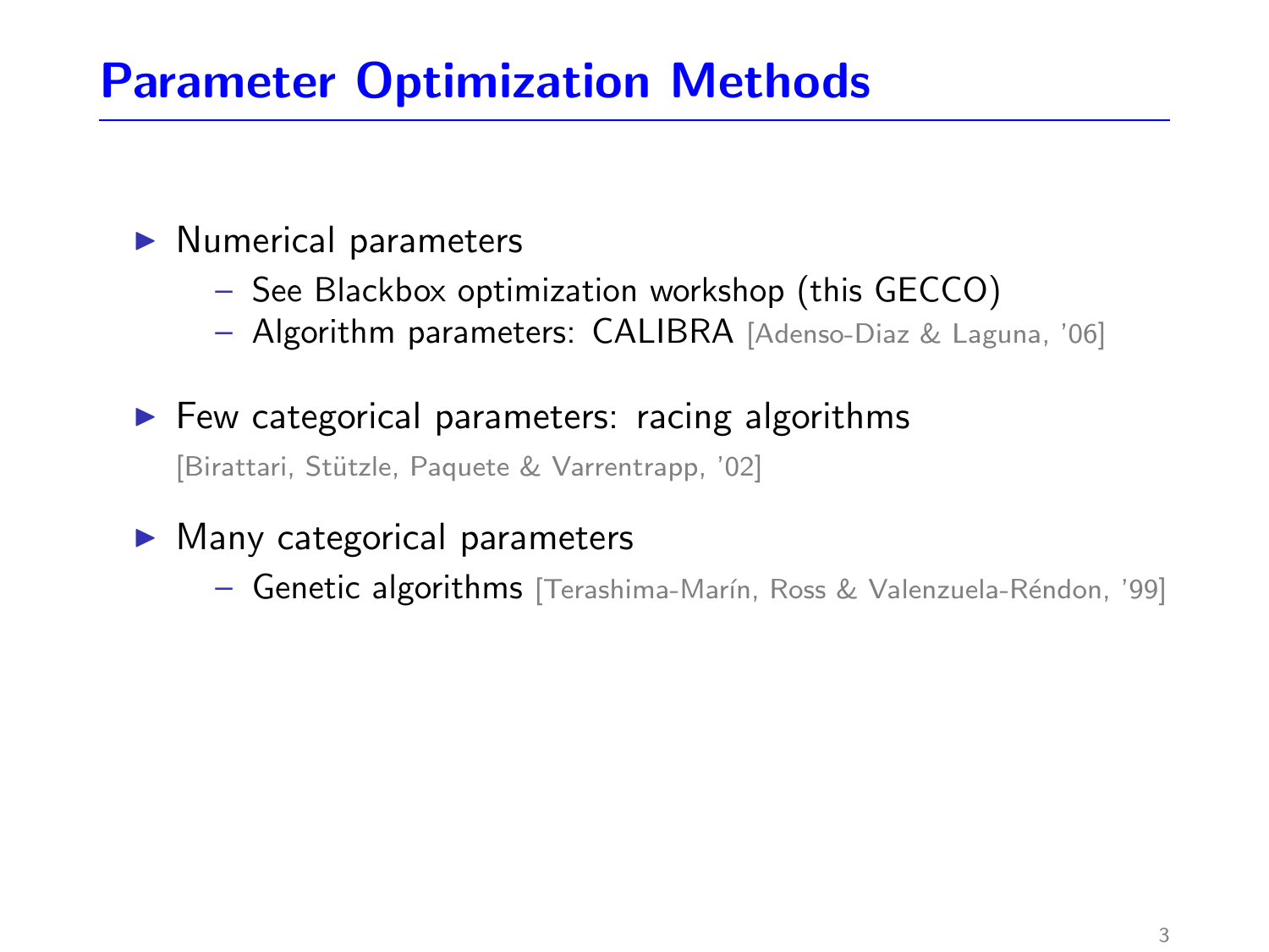# Parameter Optimization Methods

- Numerical parameters
  - See Blackbox optimization workshop (this GECCO)
  - Algorithm parameters: CALIBRA [Adenso-Diaz & Laguna, '06]
- Few categorical parameters: racing algorithms
  [Birattari, Stützle, Paquete & Varrentrapp, '02]
- Many categorical parameters
  - Genetic algorithms [Terashima-Marín, Ross & Valenzuela-Réndon, '99]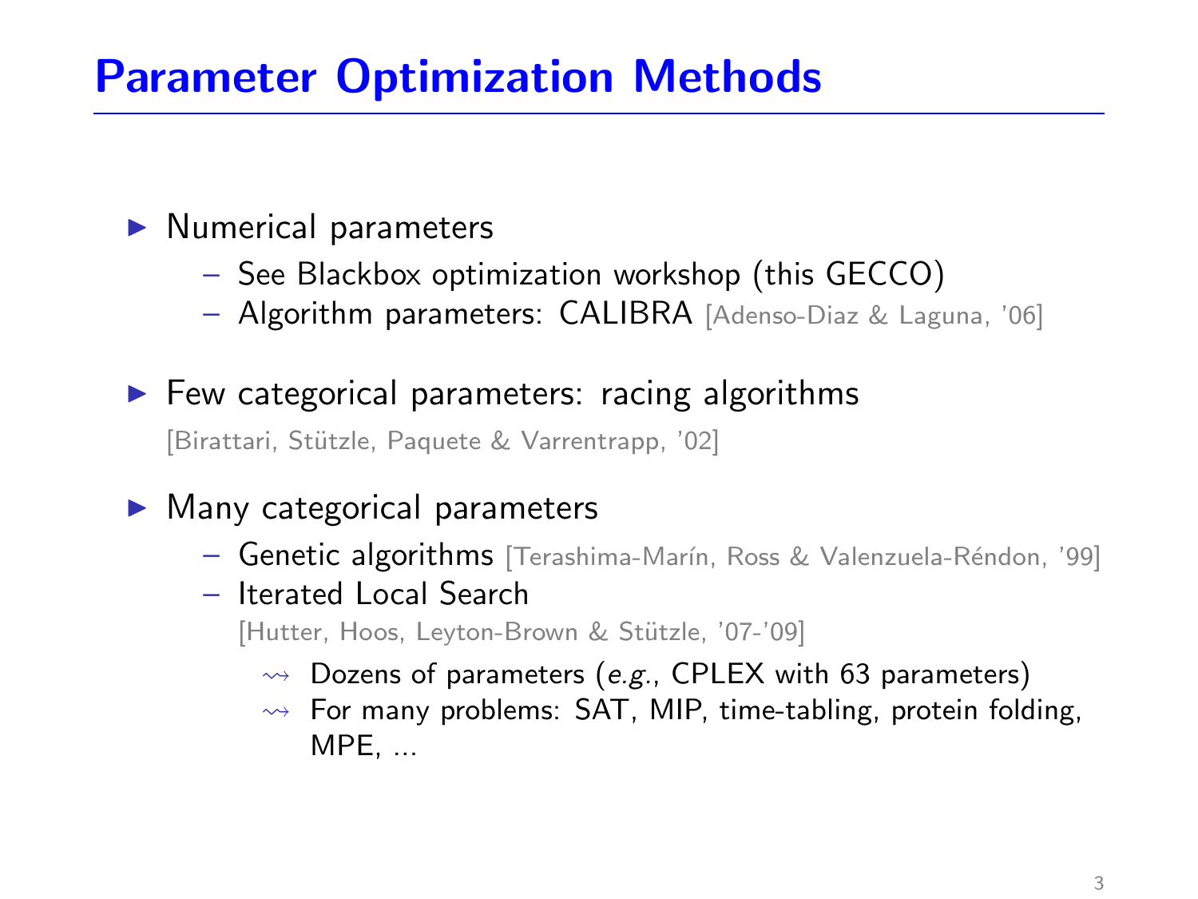# Parameter Optimization Methods

- Numerical parameters
  - See Blackbox optimization workshop (this GECCO)
  - Algorithm parameters: CALIBRA [Adenso-Diaz & Laguna, '06]
- Few categorical parameters: racing algorithms
  [Birattari, Stützle, Paquete & Varrentrapp, '02]
- Many categorical parameters
  - Genetic algorithms [Terashima-Marín, Ross & Valenzuela-Réndon, '99]
  - Iterated Local Search
    [Hutter, Hoos, Leyton-Brown & Stützle, '07-'09]
    - ⇝ Dozens of parameters (*e.g.*, CPLEX with 63 parameters)
    - ⇝ For many problems: SAT, MIP, time-tabling, protein folding, MPE, ...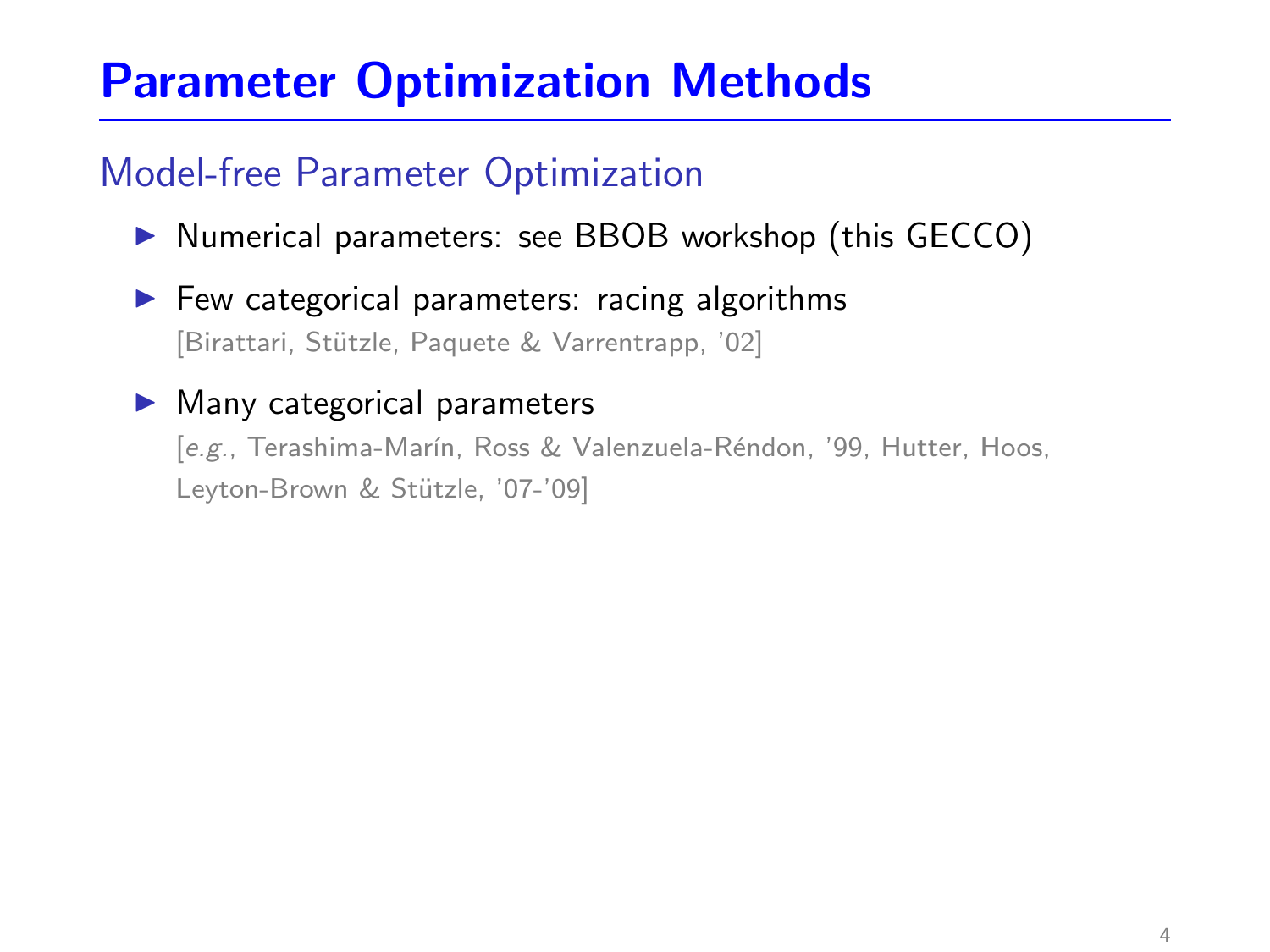# Parameter Optimization Methods

## Model-free Parameter Optimization

- Numerical parameters: see BBOB workshop (this GECCO)
- Few categorical parameters: racing algorithms
  [Birattari, Stützle, Paquete & Varrentrapp, '02]
- Many categorical parameters
  [*e.g.*, Terashima-Marín, Ross & Valenzuela-Réndon, '99, Hutter, Hoos, Leyton-Brown & Stützle, '07-'09]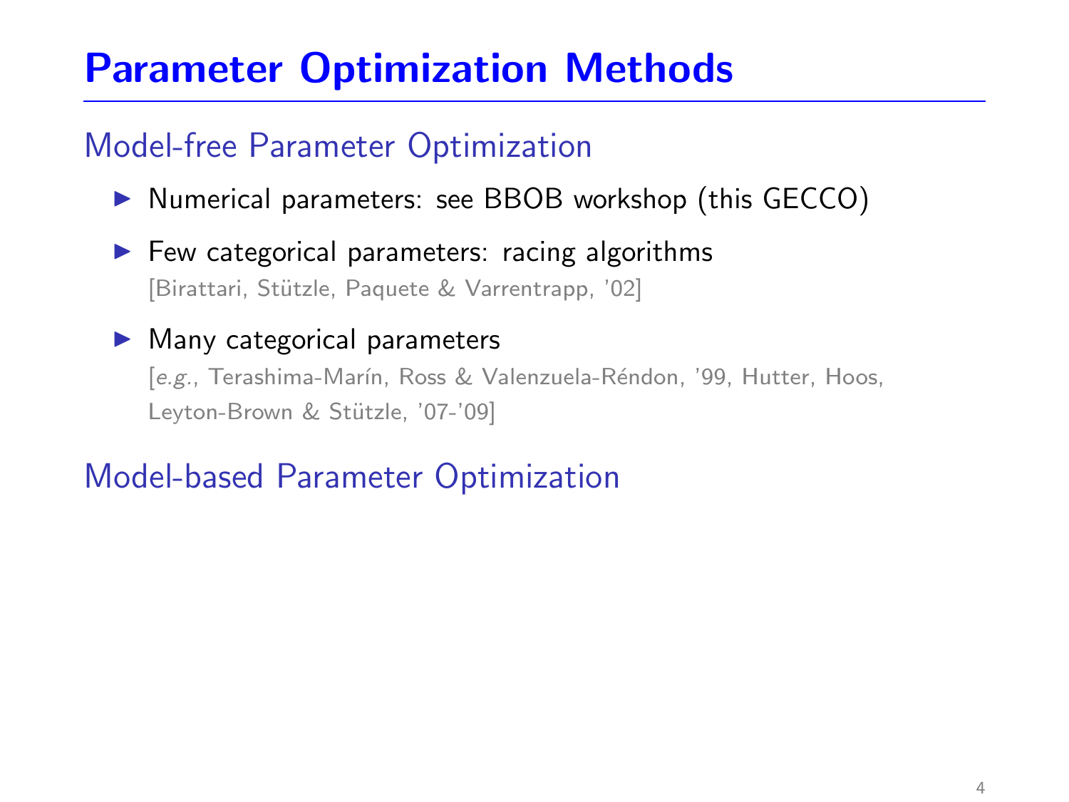# Parameter Optimization Methods

## Model-free Parameter Optimization

- Numerical parameters: see BBOB workshop (this GECCO)
- Few categorical parameters: racing algorithms
  [Birattari, Stützle, Paquete & Varrentrapp, '02]
- Many categorical parameters
  [*e.g.*, Terashima-Marín, Ross & Valenzuela-Réndon, '99, Hutter, Hoos, Leyton-Brown & Stützle, '07-'09]

## Model-based Parameter Optimization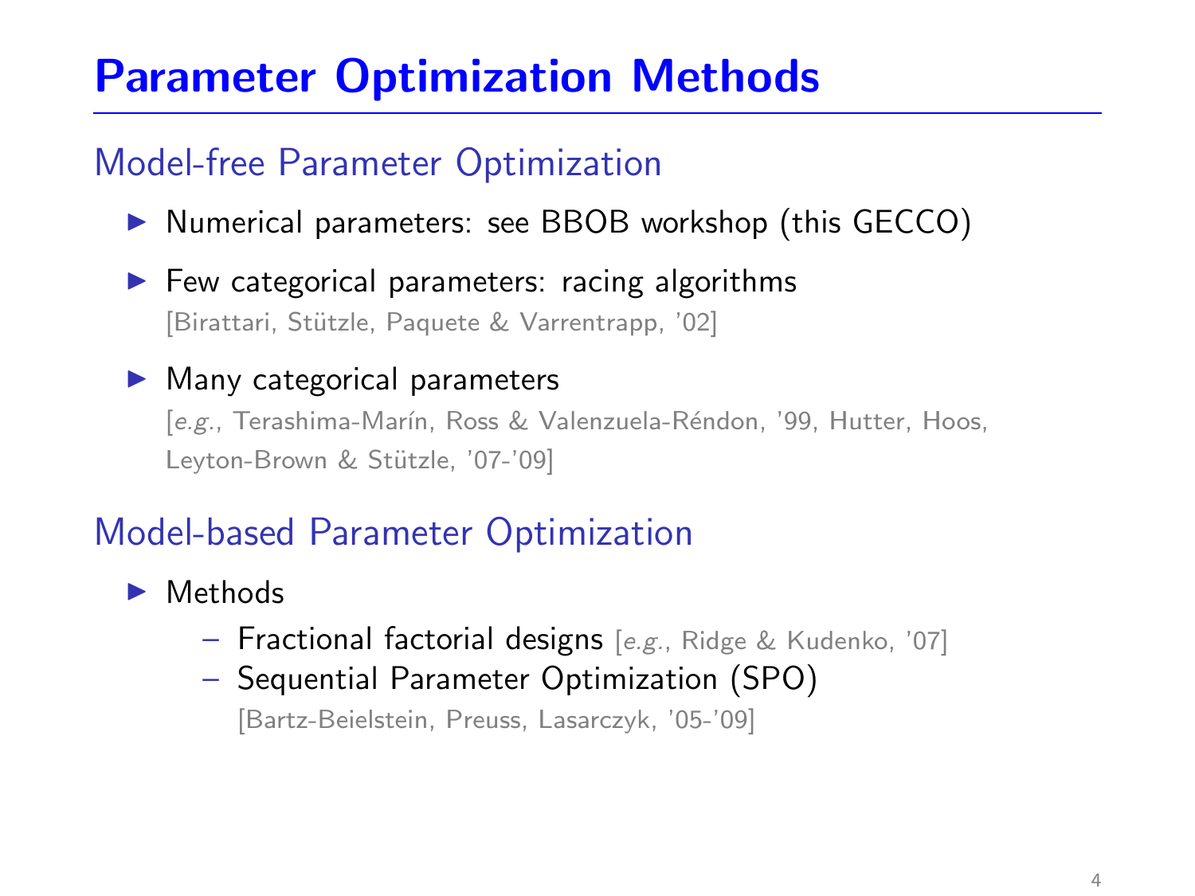# Parameter Optimization Methods

## Model-free Parameter Optimization

- Numerical parameters: see BBOB workshop (this GECCO)
- Few categorical parameters: racing algorithms
  [Birattari, Stützle, Paquete & Varrentrapp, '02]
- Many categorical parameters
  [*e.g.*, Terashima-Marín, Ross & Valenzuela-Réndon, '99, Hutter, Hoos, Leyton-Brown & Stützle, '07-'09]

## Model-based Parameter Optimization

- Methods
  - Fractional factorial designs [*e.g.*, Ridge & Kudenko, '07]
  - Sequential Parameter Optimization (SPO)
    [Bartz-Beielstein, Preuss, Lasarczyk, '05-'09]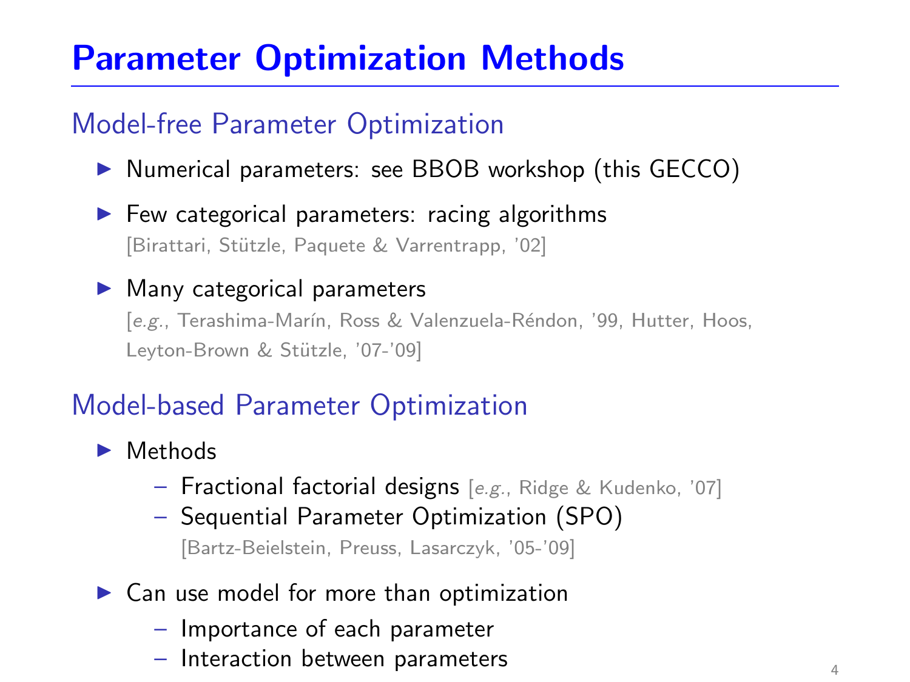# Parameter Optimization Methods

## Model-free Parameter Optimization

- Numerical parameters: see BBOB workshop (this GECCO)
- Few categorical parameters: racing algorithms
  [Birattari, Stützle, Paquete & Varrentrapp, '02]
- Many categorical parameters
  [*e.g.*, Terashima-Marín, Ross & Valenzuela-Réndon, '99, Hutter, Hoos, Leyton-Brown & Stützle, '07-'09]

## Model-based Parameter Optimization

- Methods
  - Fractional factorial designs [*e.g.*, Ridge & Kudenko, '07]
  - Sequential Parameter Optimization (SPO)
    [Bartz-Beielstein, Preuss, Lasarczyk, '05-'09]
- Can use model for more than optimization
  - Importance of each parameter
  - Interaction between parameters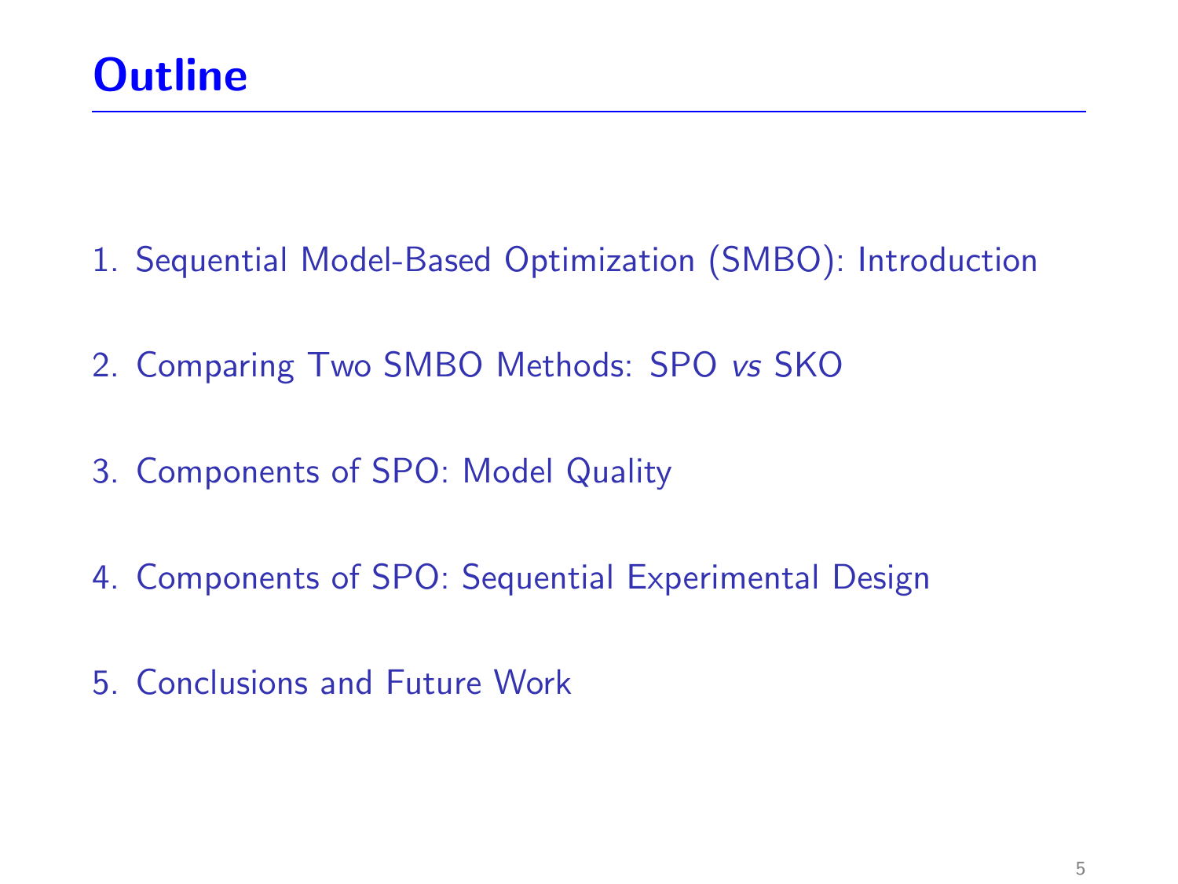# Outline

1. Sequential Model-Based Optimization (SMBO): Introduction
2. Comparing Two SMBO Methods: SPO *vs* SKO
3. Components of SPO: Model Quality
4. Components of SPO: Sequential Experimental Design
5. Conclusions and Future Work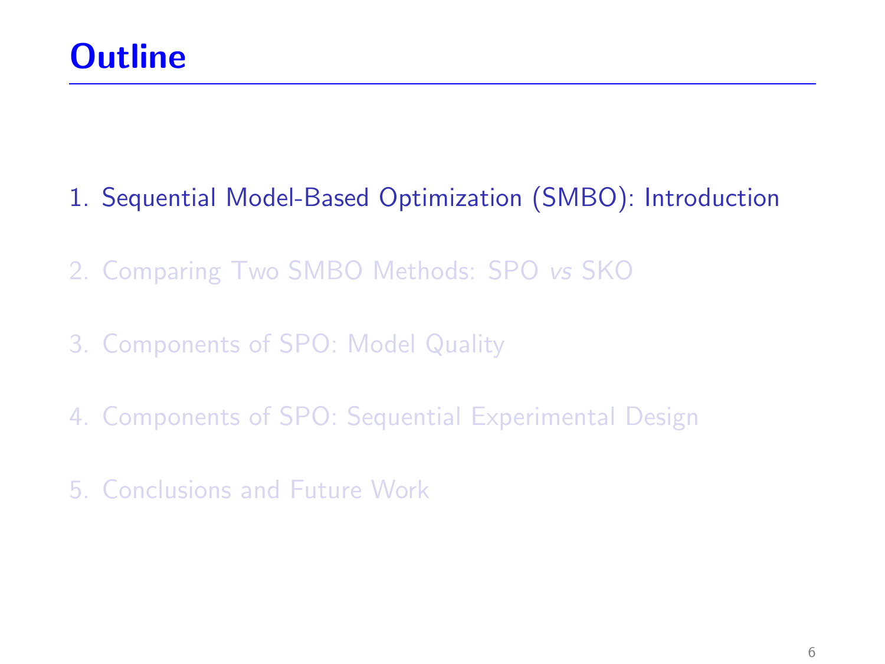# Outline

1. Sequential Model-Based Optimization (SMBO): Introduction
2. Comparing Two SMBO Methods: SPO *vs* SKO
3. Components of SPO: Model Quality
4. Components of SPO: Sequential Experimental Design
5. Conclusions and Future Work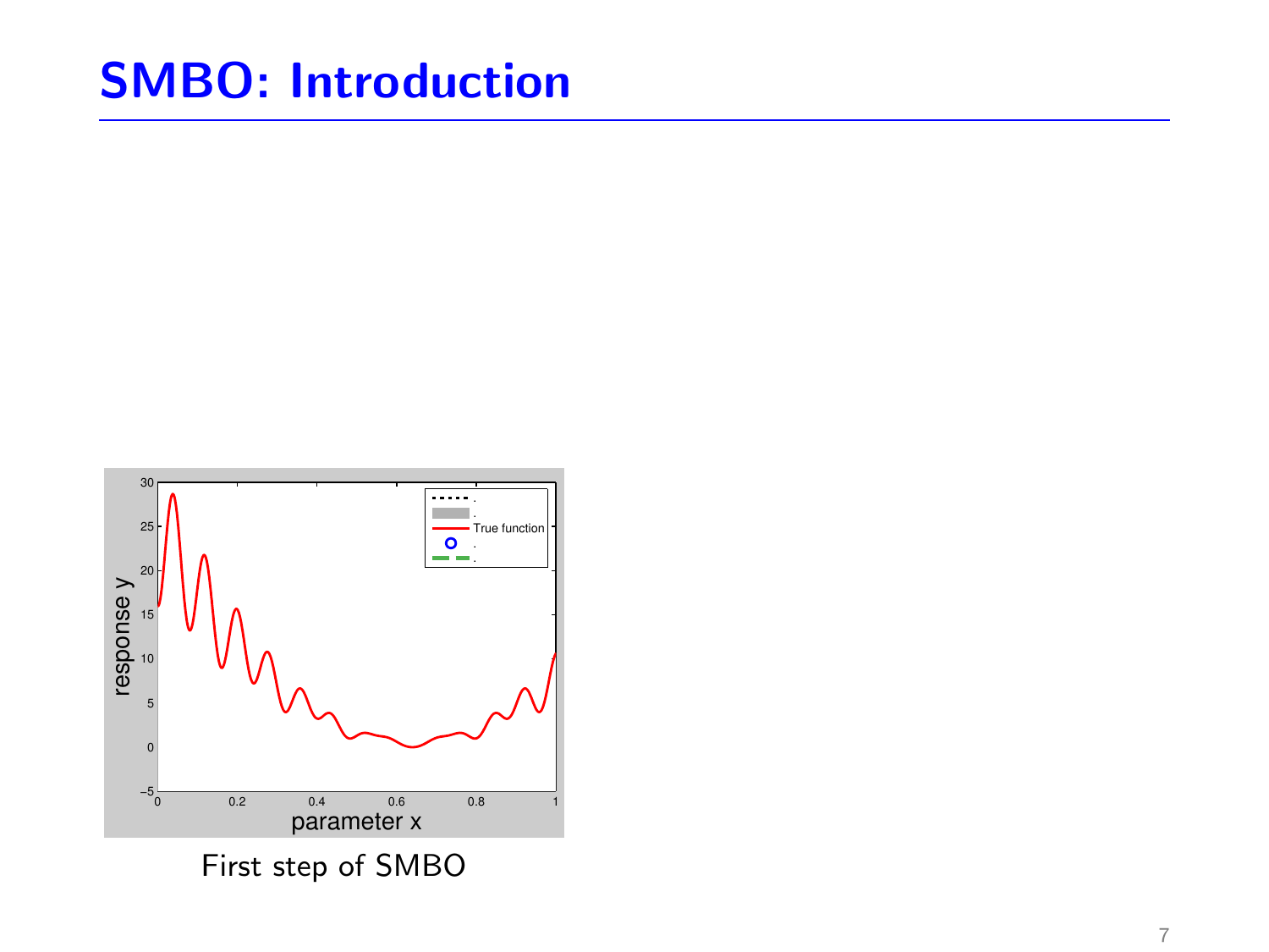# SMBO: Introduction

30
25
20
15
10
5
0
−5
0
0.2
0.4
0.6
0.8
1
response y
parameter x
.
.
True function
.
.

First step of SMBO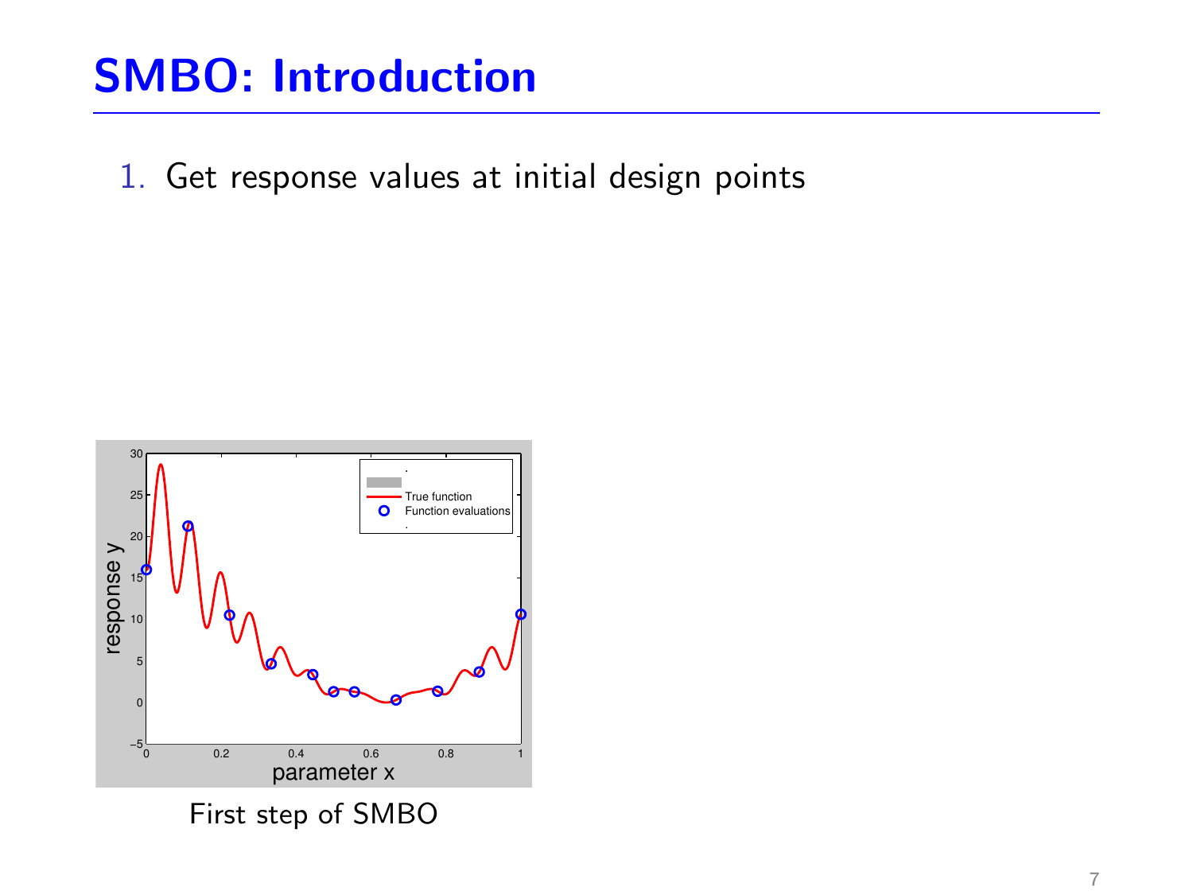# SMBO: Introduction

1. Get response values at initial design points

30
25
20
15
10
5
0
−5
0
0.2
0.4
0.6
0.8
1
response y
parameter x
True function
Function evaluations

First step of SMBO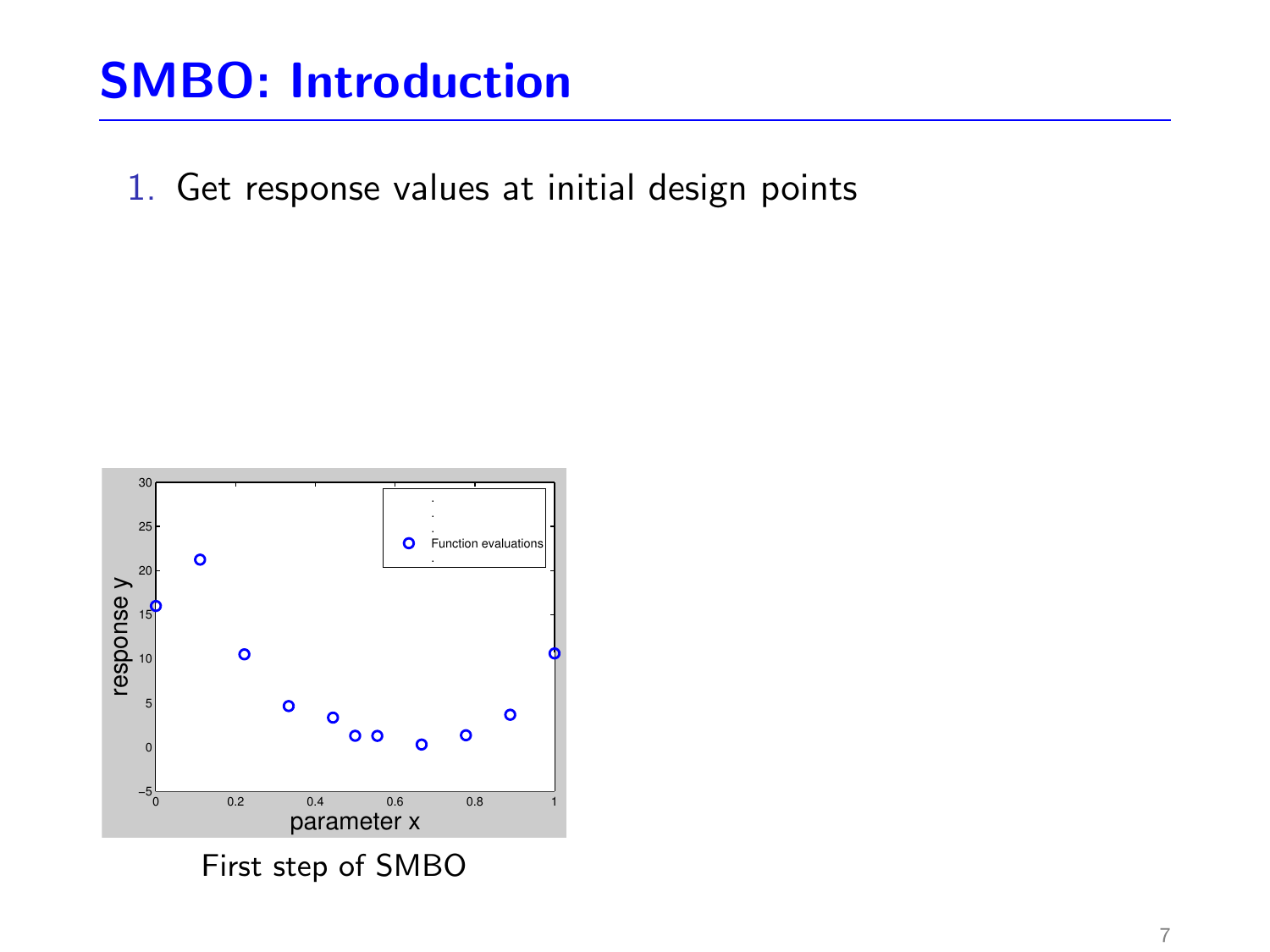# SMBO: Introduction

1. Get response values at initial design points

First step of SMBO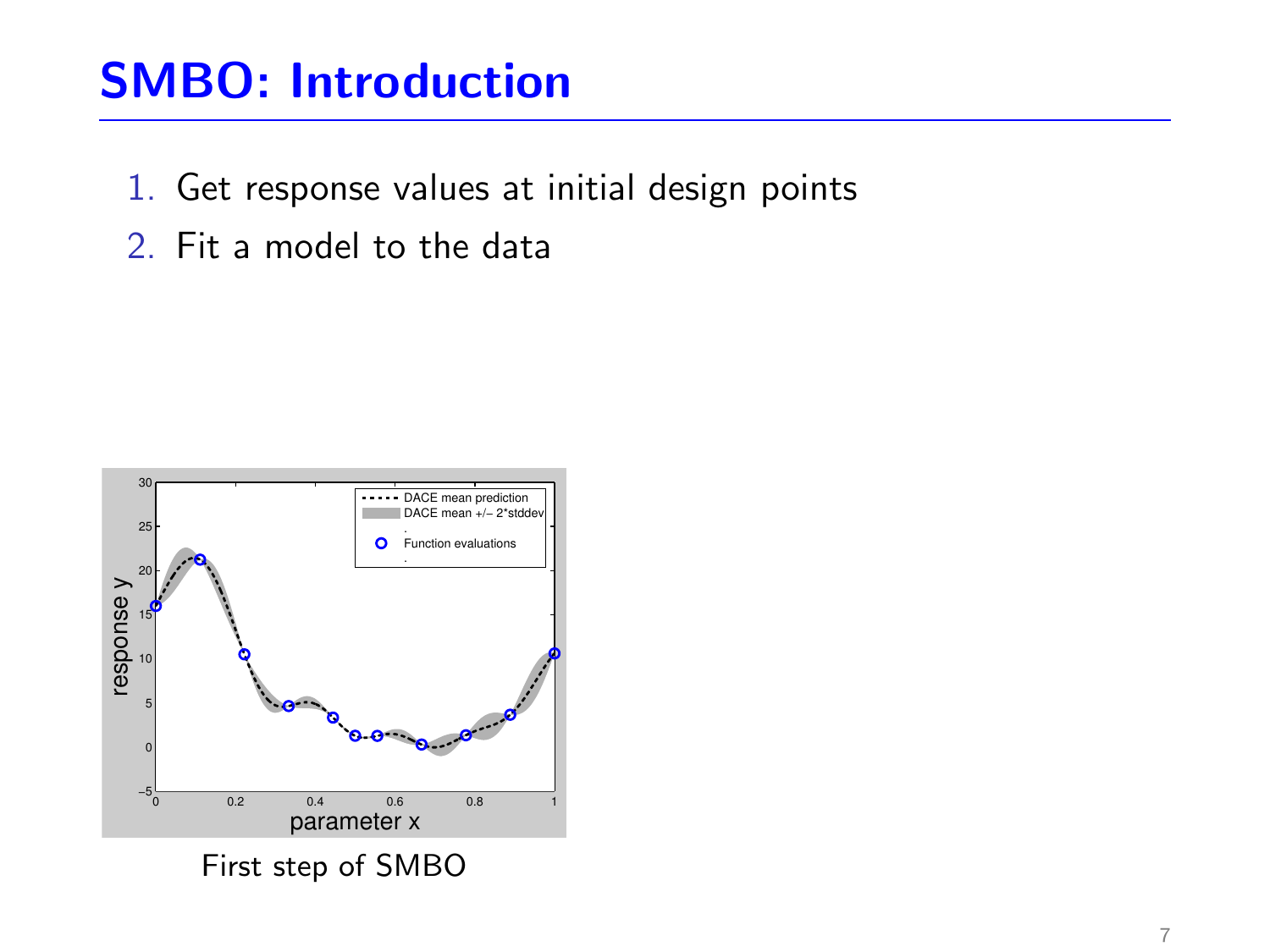# SMBO: Introduction

1. Get response values at initial design points
2. Fit a model to the data

30
25
20
15
10
5
0
−5
0
0.2
0.4
0.6
0.8
1
response y
parameter x
DACE mean prediction
DACE mean +/− 2*stddev
.
Function evaluations
.

First step of SMBO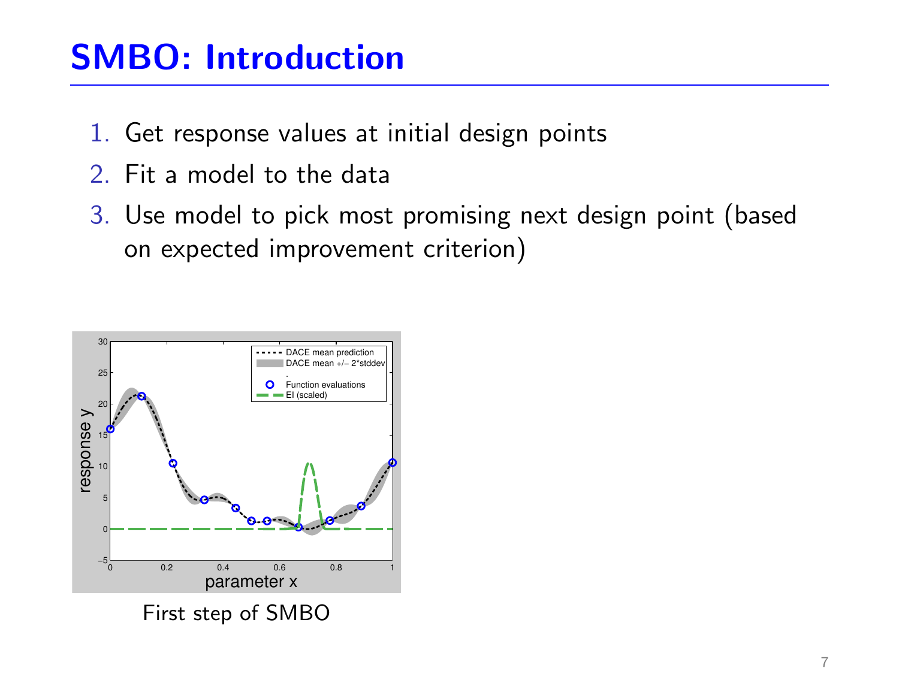# SMBO: Introduction

1. Get response values at initial design points
2. Fit a model to the data
3. Use model to pick most promising next design point (based on expected improvement criterion)

DACE mean prediction
DACE mean +/− 2*stddev
.
Function evaluations
EI (scaled)

response y
parameter x

30
25
20
15
10
5
0
−5

0
0.2
0.4
0.6
0.8
1

First step of SMBO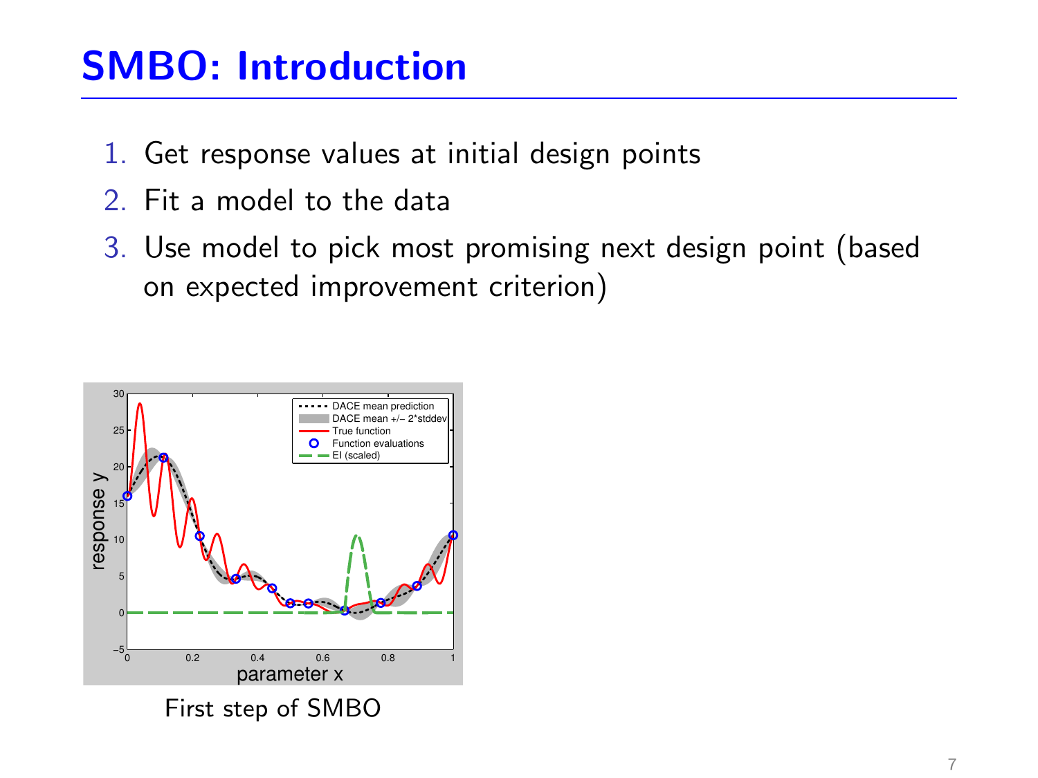# SMBO: Introduction

1. Get response values at initial design points
2. Fit a model to the data
3. Use model to pick most promising next design point (based on expected improvement criterion)

DACE mean prediction
DACE mean +/− 2*stddev
True function
Function evaluations
EI (scaled)

response y
parameter x

30
25
20
15
10
5
0
−5

0
0.2
0.4
0.6
0.8
1

First step of SMBO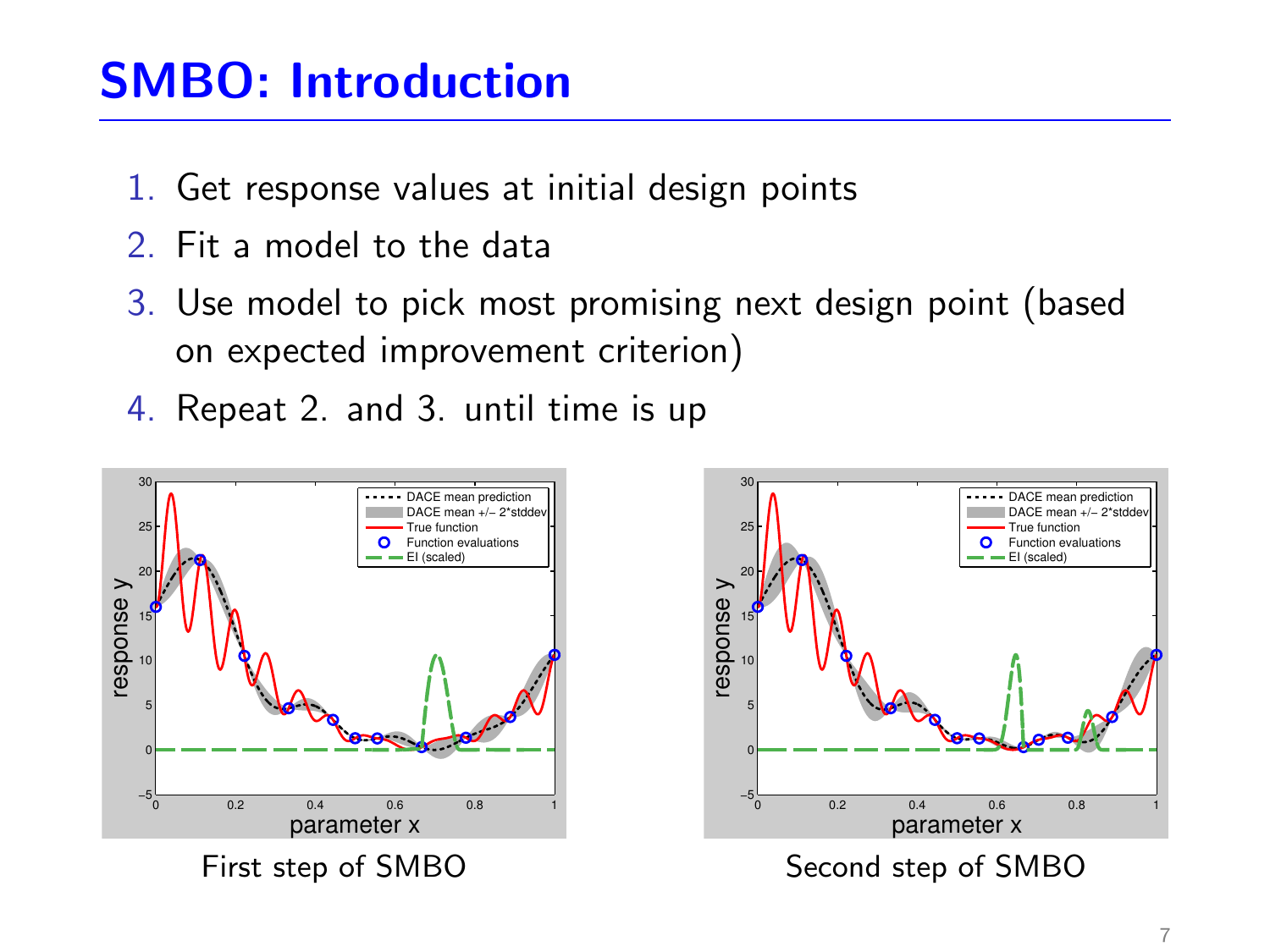# SMBO: Introduction

1. Get response values at initial design points
2. Fit a model to the data
3. Use model to pick most promising next design point (based on expected improvement criterion)
4. Repeat 2. and 3. until time is up

30
25
20
15
10
5
0
−5
response y
0
0.2
0.4
0.6
0.8
1
parameter x
DACE mean prediction
DACE mean +/− 2*stddev
True function
Function evaluations
EI (scaled)

First step of SMBO

30
25
20
15
10
5
0
−5
response y
0
0.2
0.4
0.6
0.8
1
parameter x
DACE mean prediction
DACE mean +/− 2*stddev
True function
Function evaluations
EI (scaled)

Second step of SMBO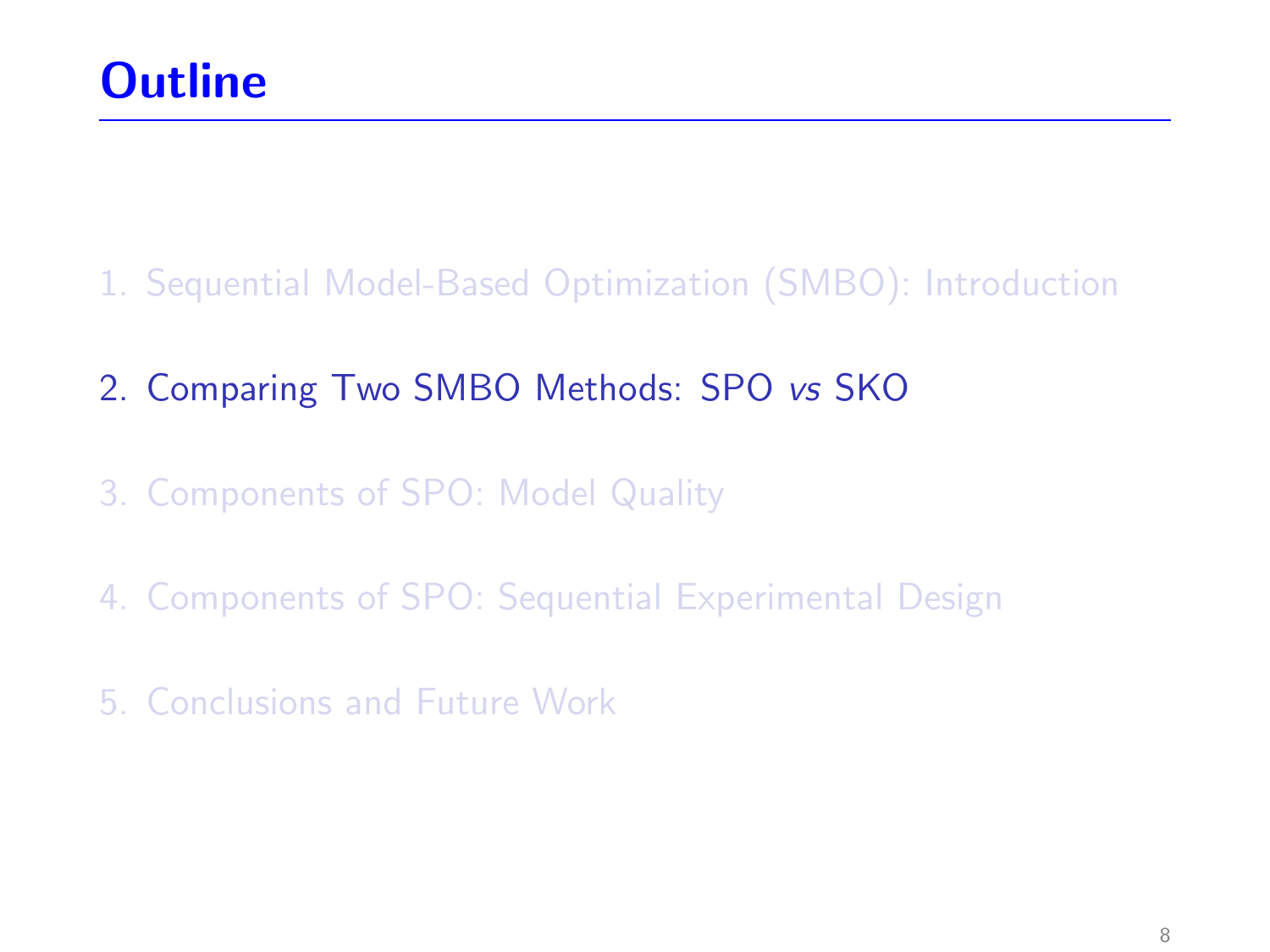# Outline

1. Sequential Model-Based Optimization (SMBO): Introduction

2. Comparing Two SMBO Methods: SPO *vs* SKO

3. Components of SPO: Model Quality

4. Components of SPO: Sequential Experimental Design

5. Conclusions and Future Work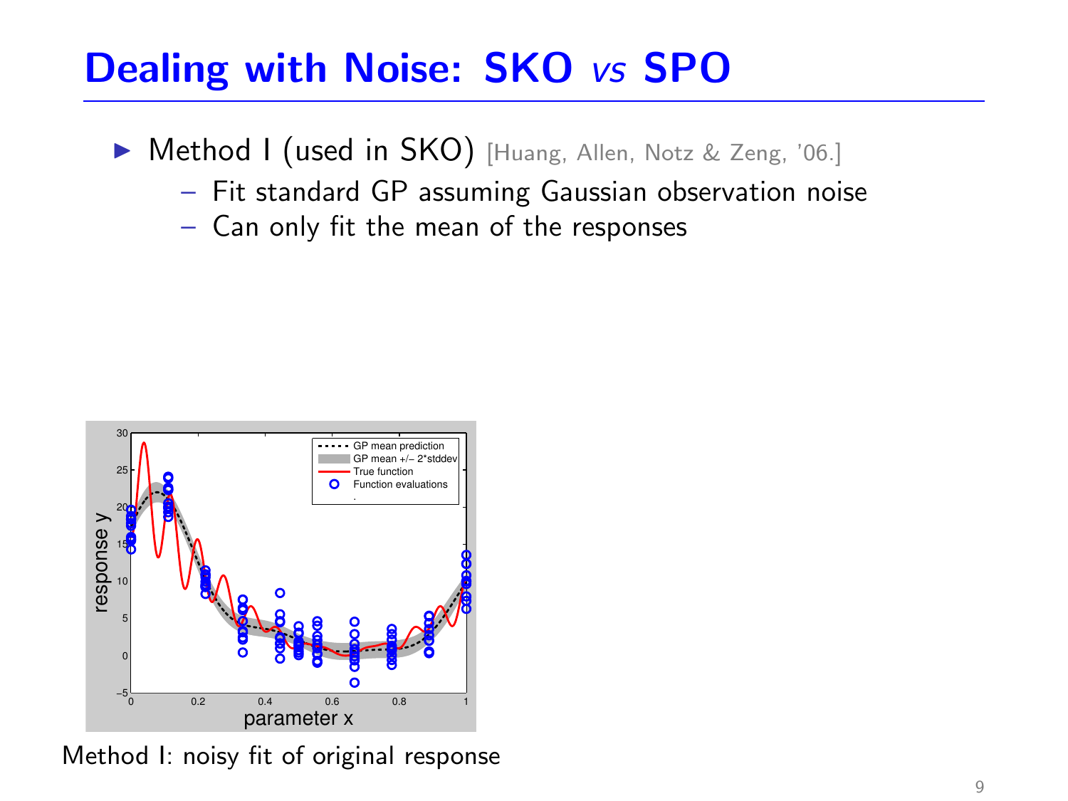# Dealing with Noise: SKO *vs* SPO

- Method I (used in SKO) [Huang, Allen, Notz & Zeng, '06.]
  - Fit standard GP assuming Gaussian observation noise
  - Can only fit the mean of the responses

GP mean prediction
GP mean +/− 2*stddev
True function
Function evaluations

response y
parameter x

30
25
20
15
10
5
0
−5
0
0.2
0.4
0.6
0.8
1

Method I: noisy fit of original response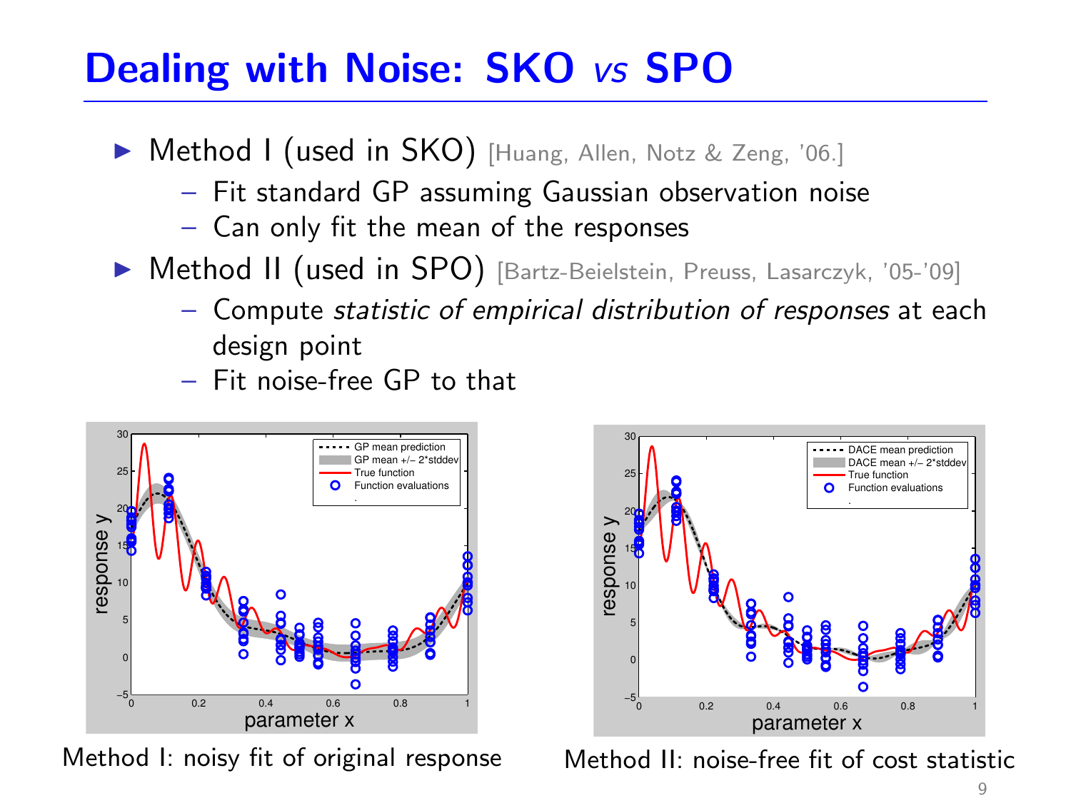# Dealing with Noise: SKO *vs* SPO

- Method I (used in SKO) [Huang, Allen, Notz & Zeng, '06.]
  - Fit standard GP assuming Gaussian observation noise
  - Can only fit the mean of the responses
- Method II (used in SPO) [Bartz-Beielstein, Preuss, Lasarczyk, '05-'09]
  - Compute *statistic of empirical distribution of responses* at each design point
  - Fit noise-free GP to that

GP mean prediction
GP mean +/− 2*stddev
True function
Function evaluations
response y
parameter x
-5
0
5
10
15
20
25
30
0
0.2
0.4
0.6
0.8
1

Method I: noisy fit of original response

DACE mean prediction
DACE mean +/− 2*stddev
True function
Function evaluations
response y
parameter x
-5
0
5
10
15
20
25
30
0
0.2
0.4
0.6
0.8
1

Method II: noise-free fit of cost statistic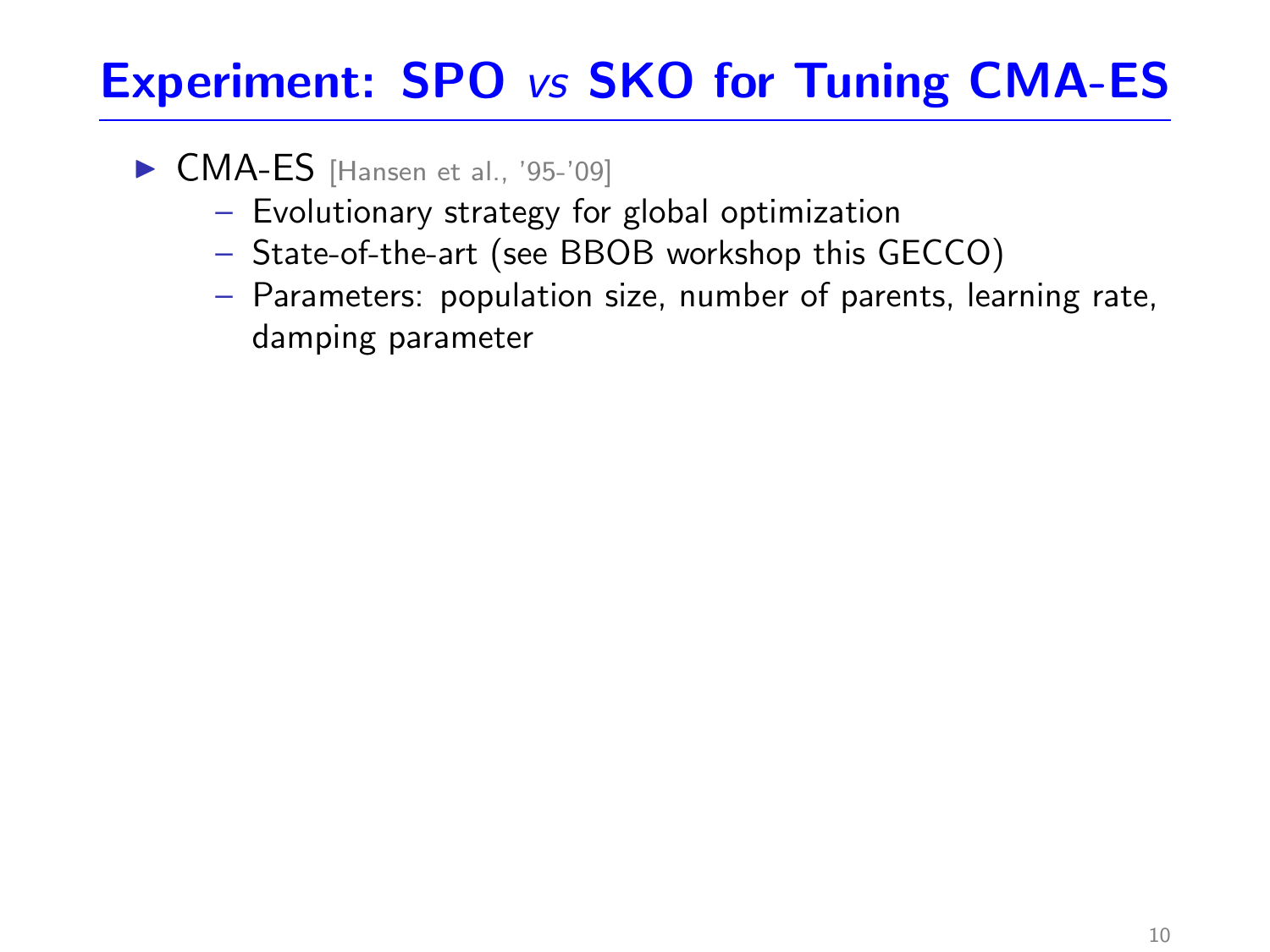# Experiment: SPO *vs* SKO for Tuning CMA-ES

- CMA-ES [Hansen et al., '95-'09]
  - Evolutionary strategy for global optimization
  - State-of-the-art (see BBOB workshop this GECCO)
  - Parameters: population size, number of parents, learning rate, damping parameter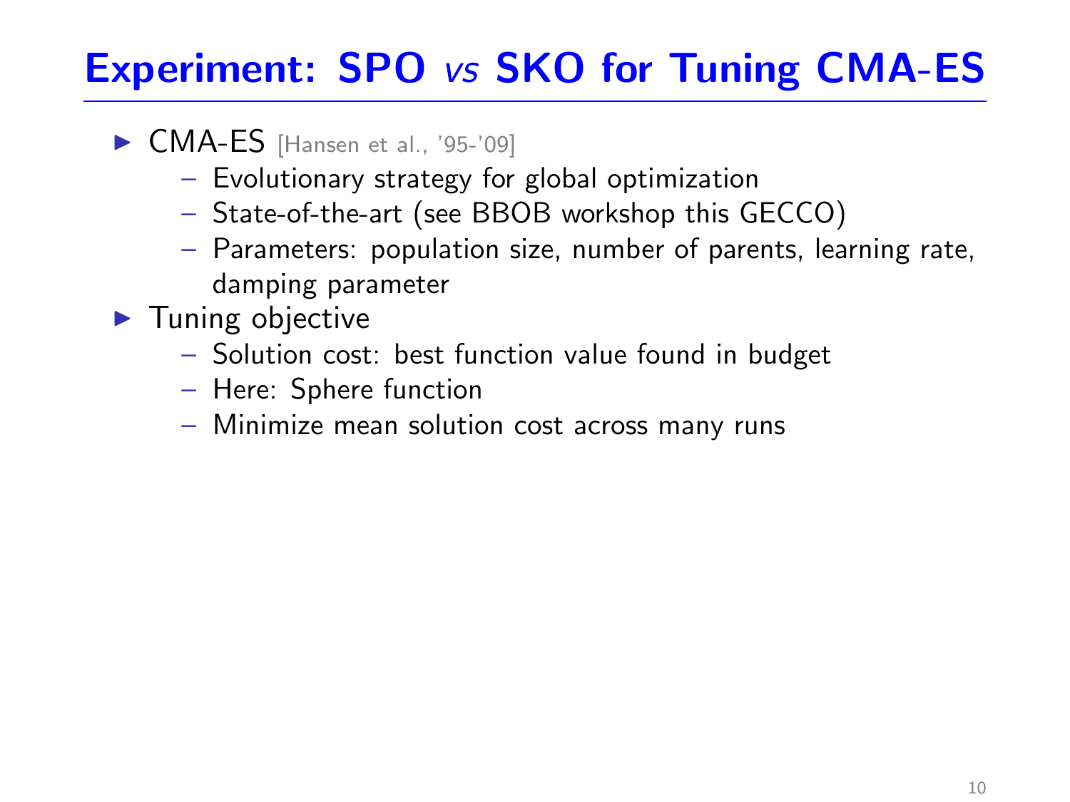# Experiment: SPO *vs* SKO for Tuning CMA-ES

- CMA-ES [Hansen et al., '95-'09]
  - Evolutionary strategy for global optimization
  - State-of-the-art (see BBOB workshop this GECCO)
  - Parameters: population size, number of parents, learning rate, damping parameter
- Tuning objective
  - Solution cost: best function value found in budget
  - Here: Sphere function
  - Minimize mean solution cost across many runs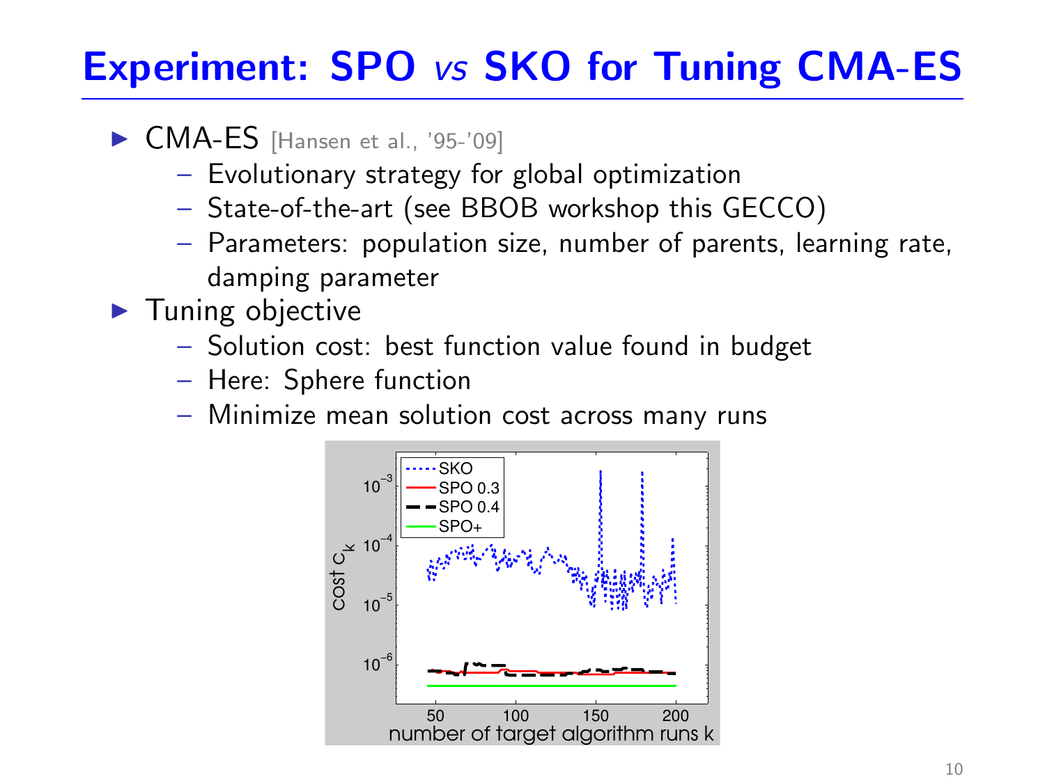# Experiment: SPO *vs* SKO for Tuning CMA-ES

- CMA-ES [Hansen et al., '95-'09]
  - Evolutionary strategy for global optimization
  - State-of-the-art (see BBOB workshop this GECCO)
  - Parameters: population size, number of parents, learning rate, damping parameter
- Tuning objective
  - Solution cost: best function value found in budget
  - Here: Sphere function
  - Minimize mean solution cost across many runs

SKO
SPO 0.3
SPO 0.4
SPO+

cost $c_k$

$10^{-3}$
$10^{-4}$
$10^{-5}$
$10^{-6}$

50
100
150
200

number of target algorithm runs k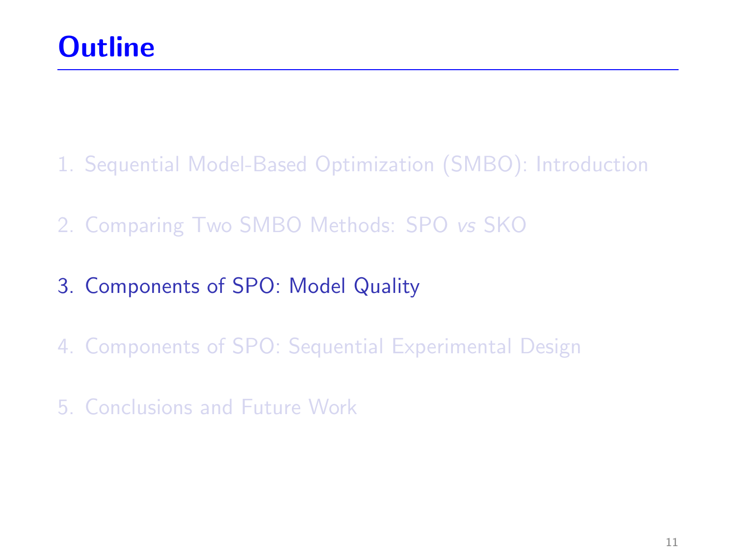# Outline

1. Sequential Model-Based Optimization (SMBO): Introduction
2. Comparing Two SMBO Methods: SPO *vs* SKO
3. Components of SPO: Model Quality
4. Components of SPO: Sequential Experimental Design
5. Conclusions and Future Work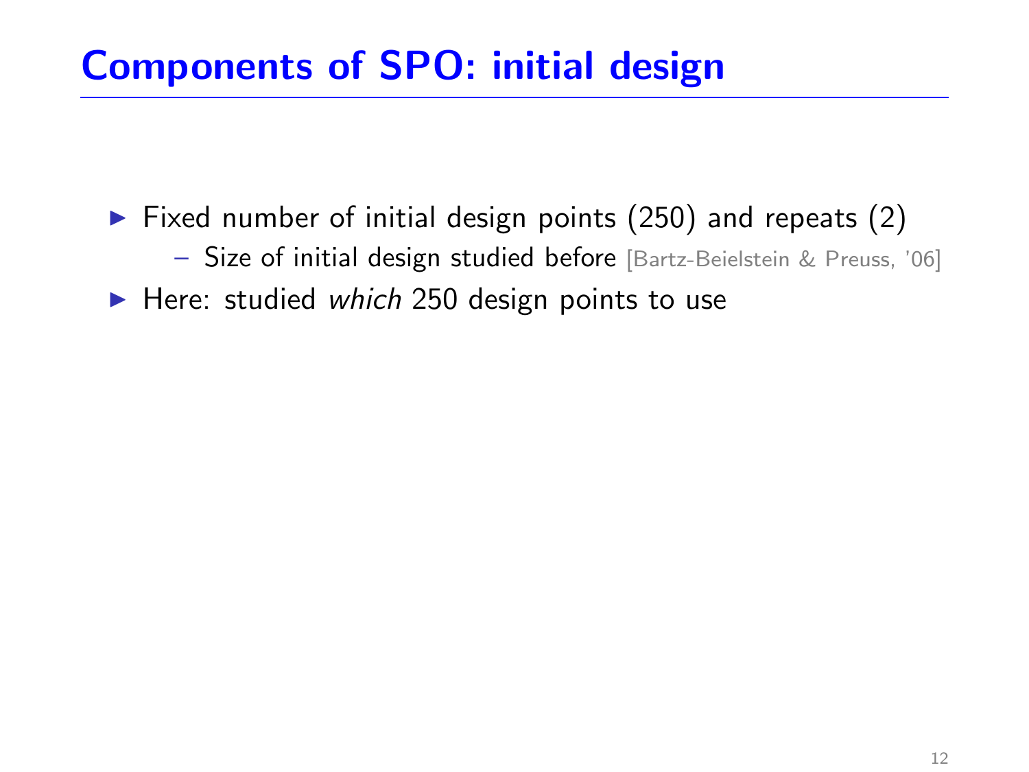# Components of SPO: initial design

- Fixed number of initial design points (250) and repeats (2)
  - Size of initial design studied before [Bartz-Beielstein & Preuss, '06]
- Here: studied *which* 250 design points to use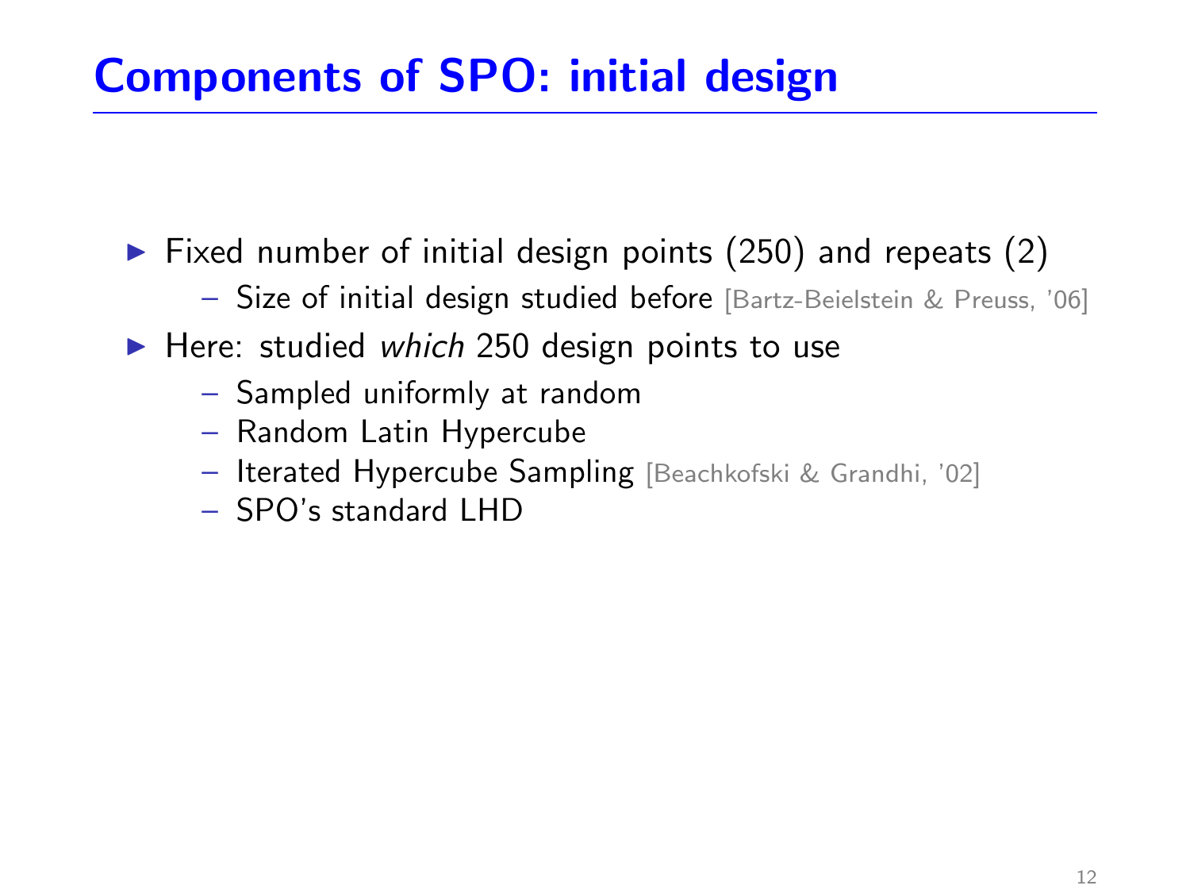# Components of SPO: initial design

- Fixed number of initial design points (250) and repeats (2)
  - Size of initial design studied before [Bartz-Beielstein & Preuss, '06]
- Here: studied *which* 250 design points to use
  - Sampled uniformly at random
  - Random Latin Hypercube
  - Iterated Hypercube Sampling [Beachkofski & Grandhi, '02]
  - SPO's standard LHD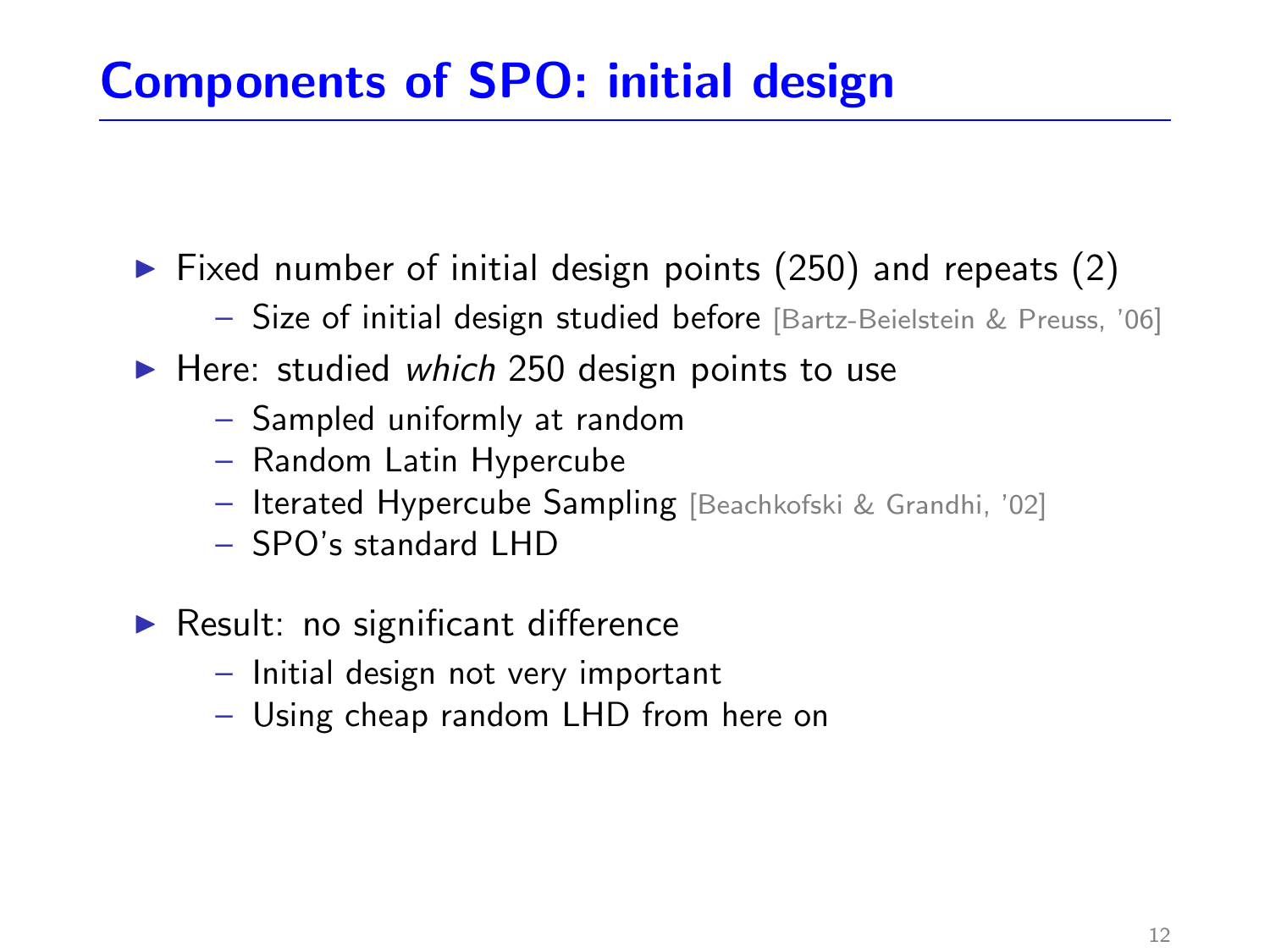# Components of SPO: initial design

- Fixed number of initial design points (250) and repeats (2)
  - Size of initial design studied before [Bartz-Beielstein & Preuss, '06]
- Here: studied *which* 250 design points to use
  - Sampled uniformly at random
  - Random Latin Hypercube
  - Iterated Hypercube Sampling [Beachkofski & Grandhi, '02]
  - SPO's standard LHD
- Result: no significant difference
  - Initial design not very important
  - Using cheap random LHD from here on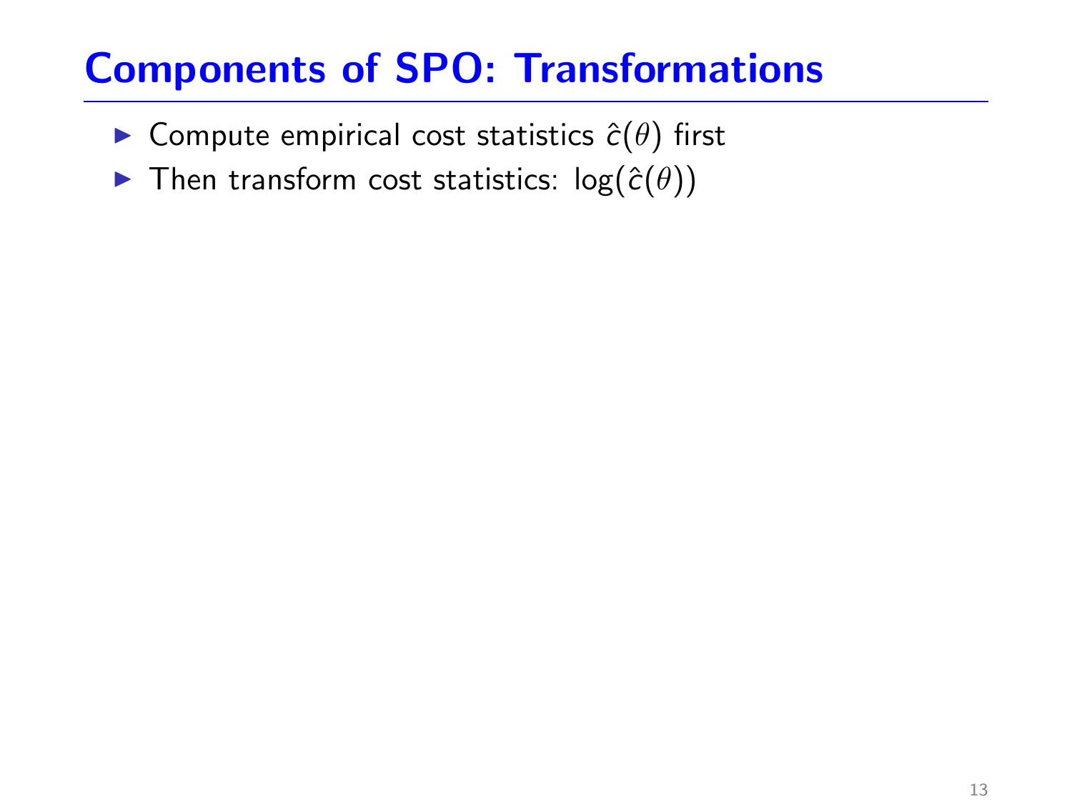# Components of SPO: Transformations

- Compute empirical cost statistics $\hat{c}(\theta)$ first
- Then transform cost statistics: $\log(\hat{c}(\theta))$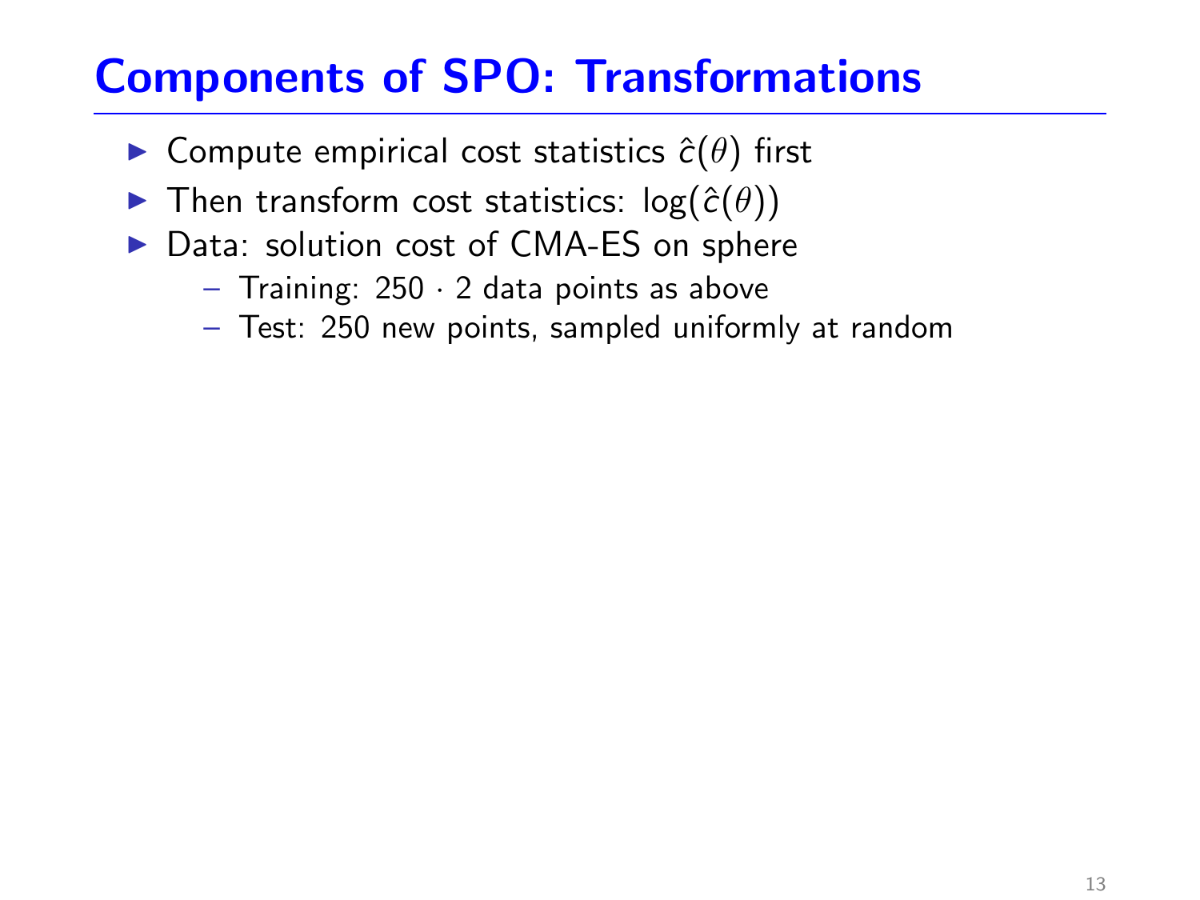# Components of SPO: Transformations

- Compute empirical cost statistics $\hat{c}(\theta)$ first
- Then transform cost statistics: $\log(\hat{c}(\theta))$
- Data: solution cost of CMA-ES on sphere
  - Training: $250 \cdot 2$ data points as above
  - Test: 250 new points, sampled uniformly at random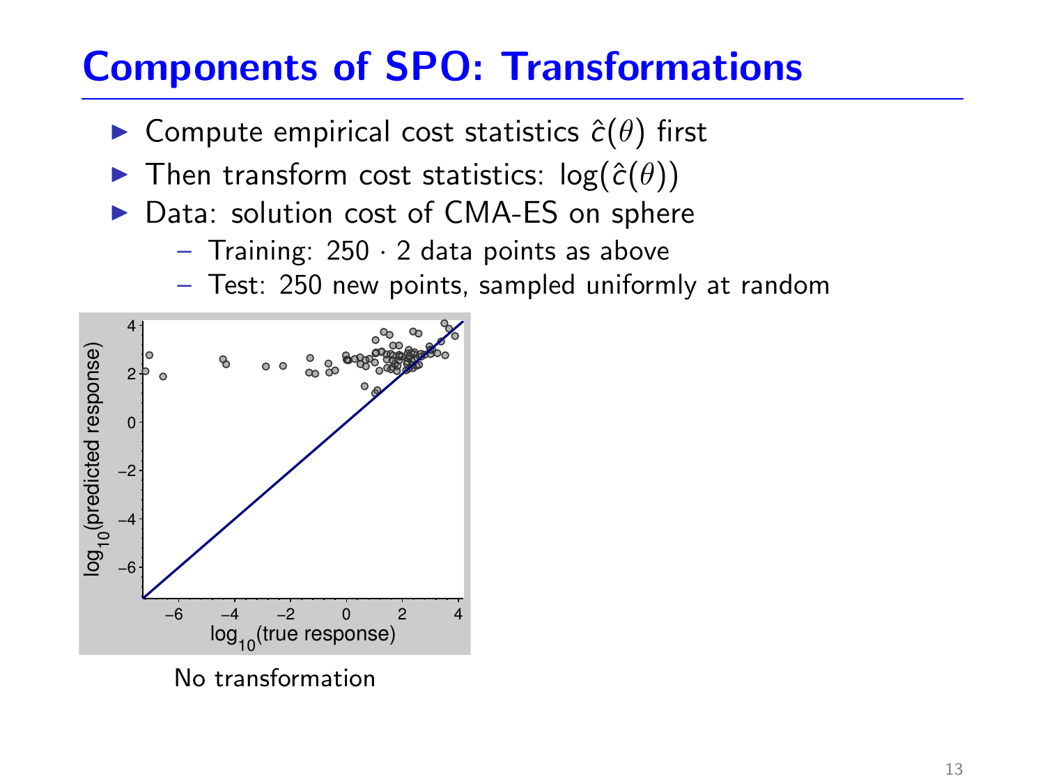# Components of SPO: Transformations

- Compute empirical cost statistics $\hat{c}(\theta)$ first
- Then transform cost statistics: $\log(\hat{c}(\theta))$
- Data: solution cost of CMA-ES on sphere
  - Training: $250 \cdot 2$ data points as above
  - Test: 250 new points, sampled uniformly at random

$\log_{10}$(predicted response)

4
2
0
−2
−4
−6

−6 −4 −2 0 2 4

$\log_{10}$(true response)

No transformation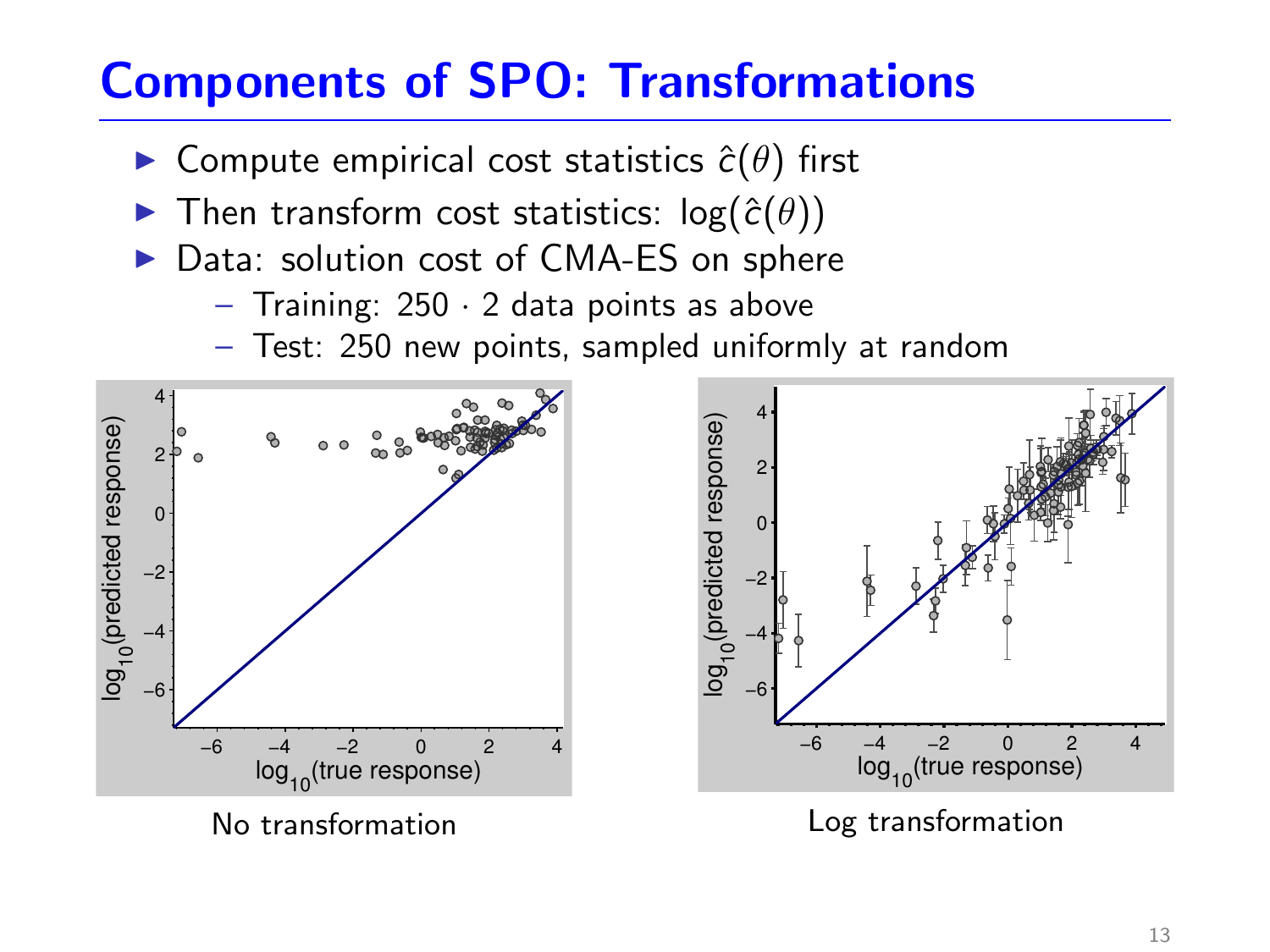# Components of SPO: Transformations

- Compute empirical cost statistics $\hat{c}(\theta)$ first
- Then transform cost statistics: $\log(\hat{c}(\theta))$
- Data: solution cost of CMA-ES on sphere
  - Training: $250 \cdot 2$ data points as above
  - Test: 250 new points, sampled uniformly at random

log10(predicted response)
4
2
0
−2
−4
−6
−6 −4 −2 0 2 4
log10(true response)

No transformation

log10(predicted response)
4
2
0
−2
−4
−6
−6 −4 −2 0 2 4
log10(true response)

Log transformation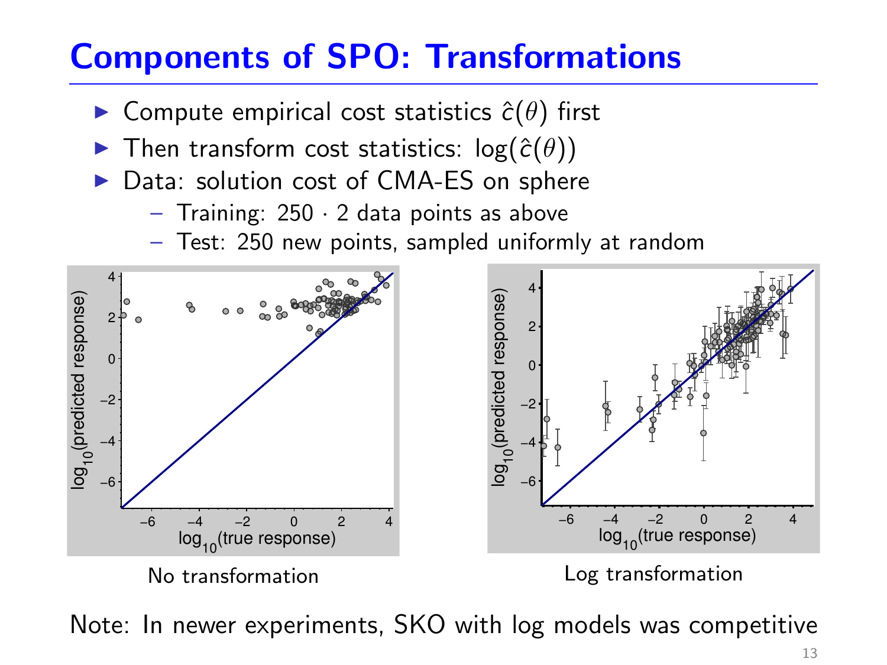# Components of SPO: Transformations

- Compute empirical cost statistics $\hat{c}(\theta)$ first
- Then transform cost statistics: $\log(\hat{c}(\theta))$
- Data: solution cost of CMA-ES on sphere
  - Training: $250 \cdot 2$ data points as above
  - Test: 250 new points, sampled uniformly at random

$\log_{10}$(predicted response)

4
2
0
−2
−4
−6

−6 −4 −2 0 2 4

$\log_{10}$(true response)

No transformation

$\log_{10}$(predicted response)

4
2
0
−2
−4
−6

−6 −4 −2 0 2 4

$\log_{10}$(true response)

Log transformation

Note: In newer experiments, SKO with log models was competitive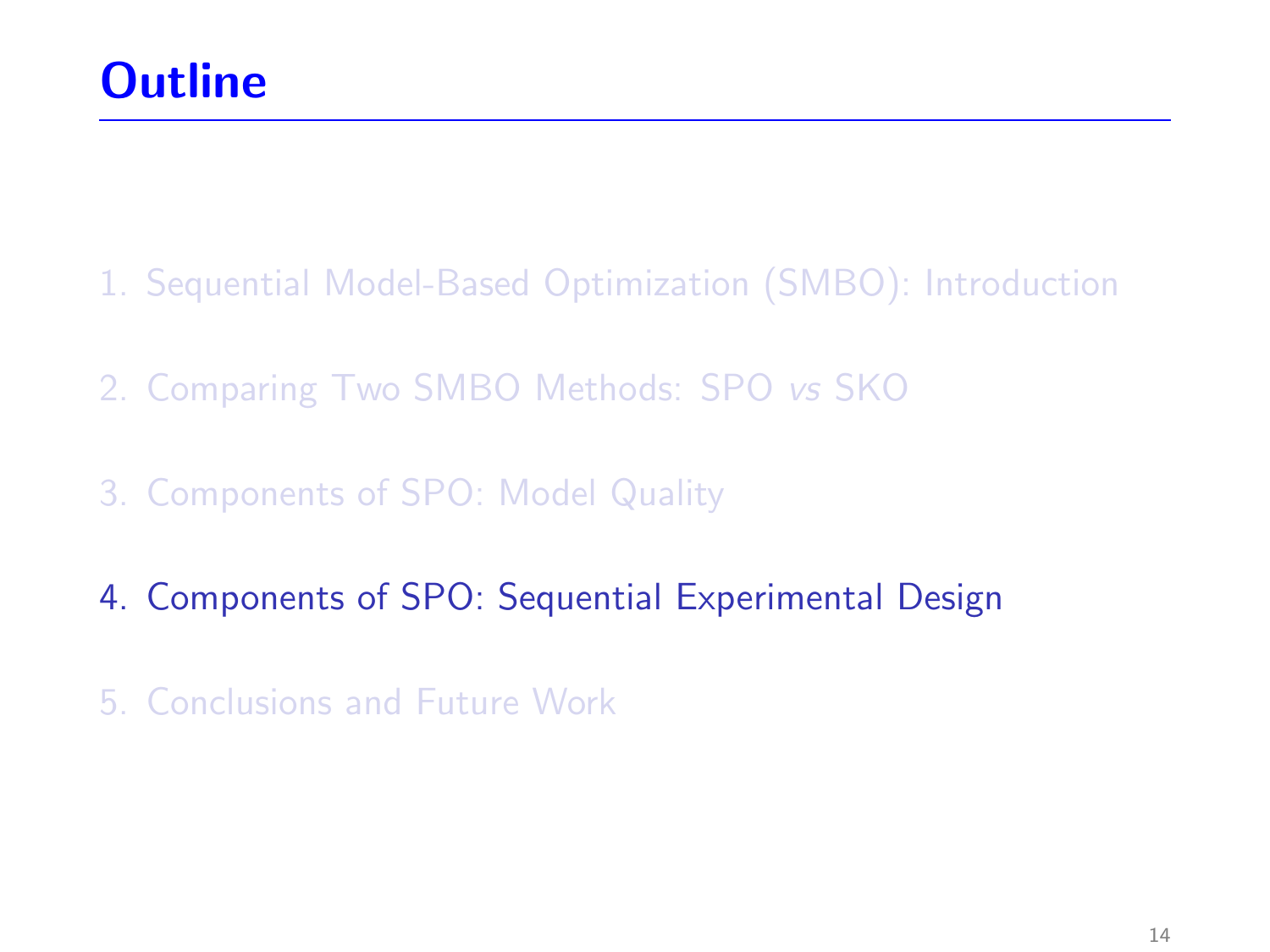# Outline

1. Sequential Model-Based Optimization (SMBO): Introduction

2. Comparing Two SMBO Methods: SPO *vs* SKO

3. Components of SPO: Model Quality

4. Components of SPO: Sequential Experimental Design

5. Conclusions and Future Work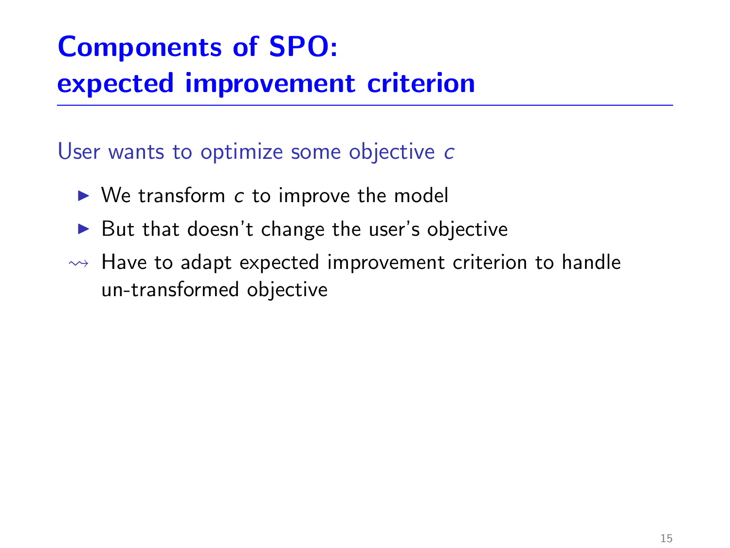# Components of SPO: expected improvement criterion

User wants to optimize some objective $c$

- We transform $c$ to improve the model
- But that doesn't change the user's objective

$\rightsquigarrow$ Have to adapt expected improvement criterion to handle un-transformed objective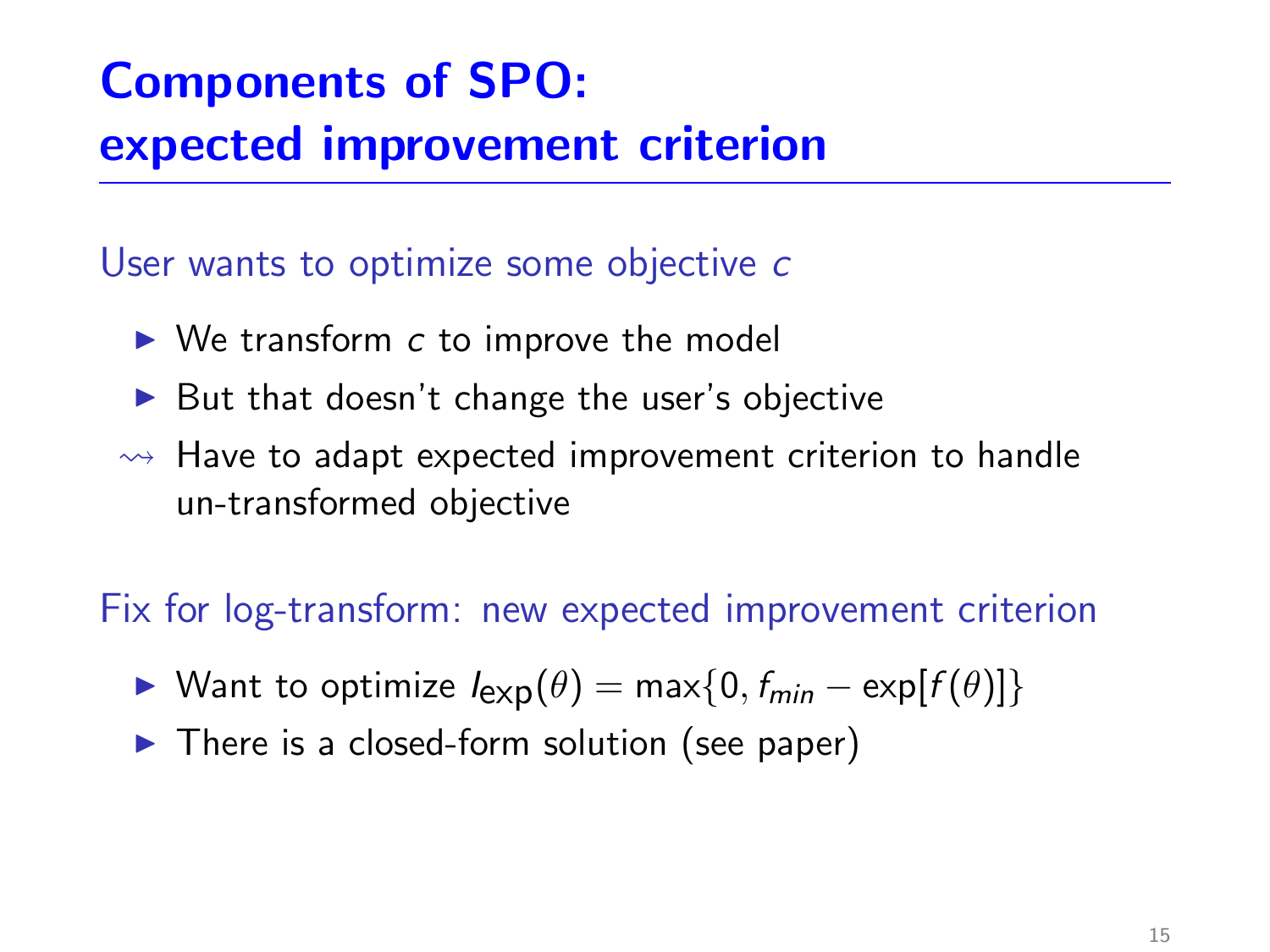# Components of SPO: expected improvement criterion

User wants to optimize some objective $c$

- We transform $c$ to improve the model
- But that doesn't change the user's objective

$\rightsquigarrow$ Have to adapt expected improvement criterion to handle un-transformed objective

Fix for log-transform: new expected improvement criterion

- Want to optimize $I_{\exp}(\theta) = \max\{0, f_{min} - \exp[f(\theta)]\}$
- There is a closed-form solution (see paper)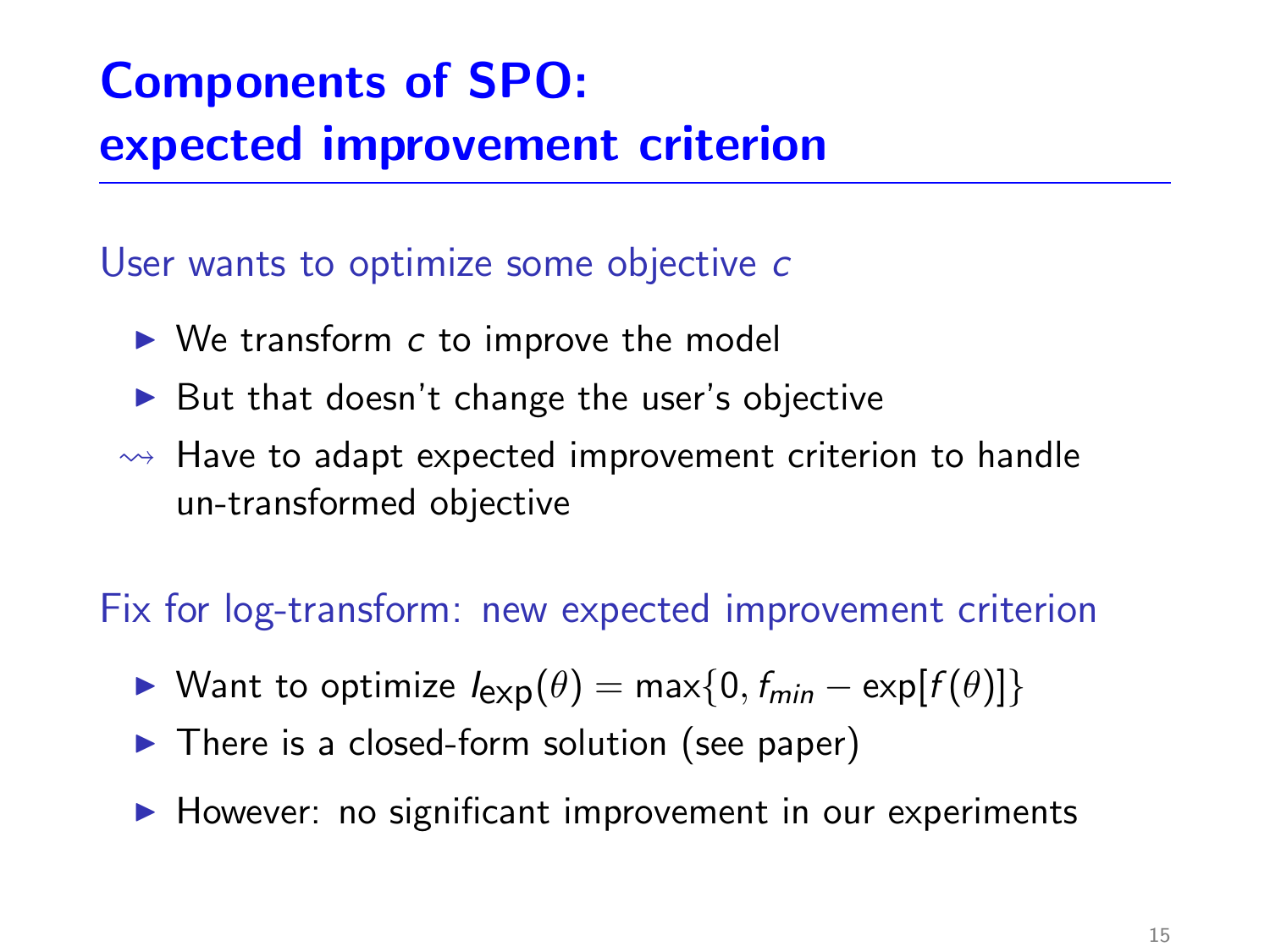# Components of SPO: expected improvement criterion

User wants to optimize some objective $c$

- We transform $c$ to improve the model
- But that doesn't change the user's objective

$\rightsquigarrow$ Have to adapt expected improvement criterion to handle un-transformed objective

Fix for log-transform: new expected improvement criterion

- Want to optimize $I_{\exp}(\theta) = \max\{0, f_{min} - \exp[f(\theta)]\}$
- There is a closed-form solution (see paper)
- However: no significant improvement in our experiments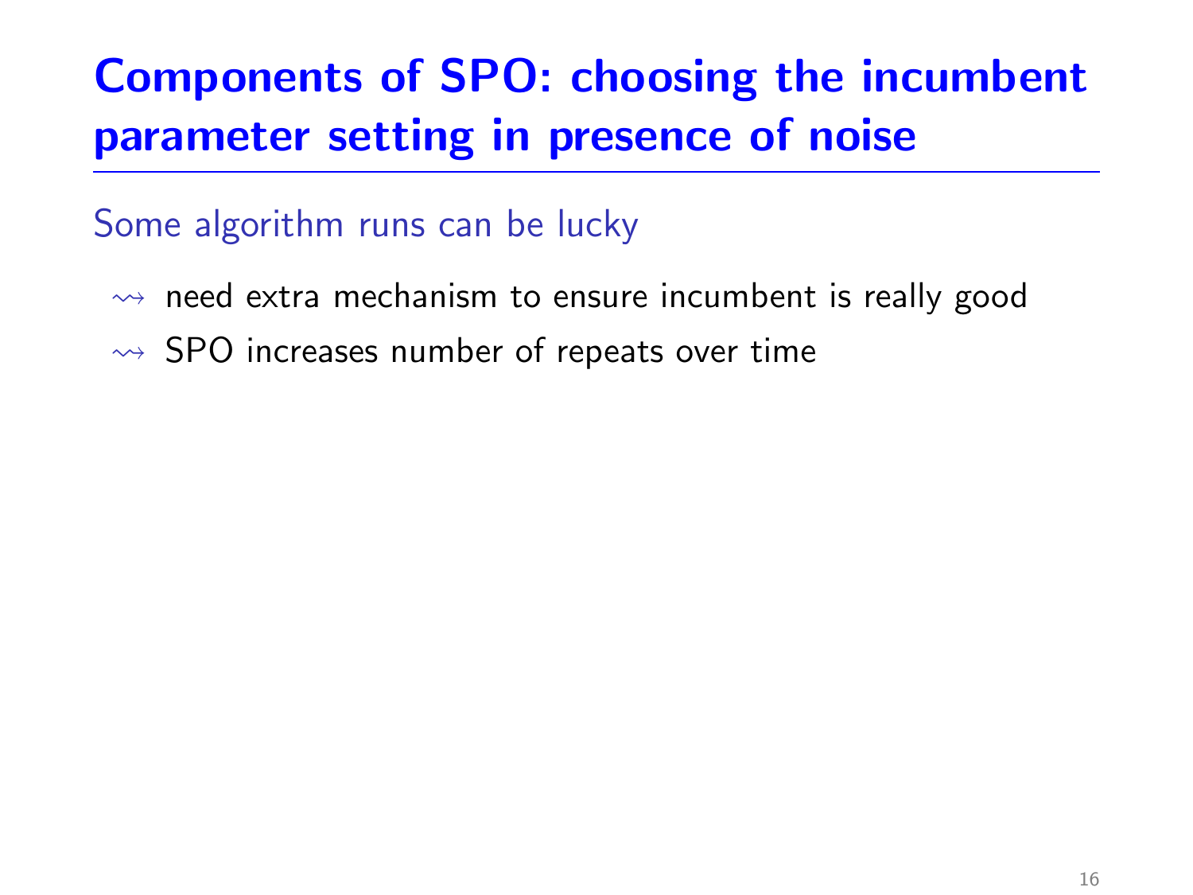# Components of SPO: choosing the incumbent parameter setting in presence of noise

Some algorithm runs can be lucky

- $\rightsquigarrow$ need extra mechanism to ensure incumbent is really good
- $\rightsquigarrow$ SPO increases number of repeats over time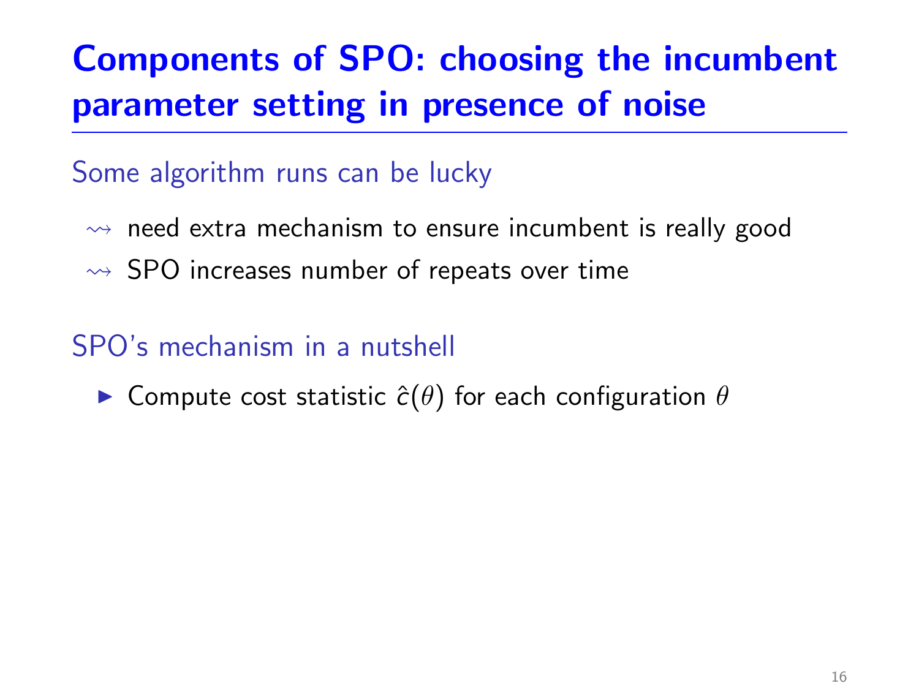# Components of SPO: choosing the incumbent parameter setting in presence of noise

Some algorithm runs can be lucky

- $\rightsquigarrow$ need extra mechanism to ensure incumbent is really good
- $\rightsquigarrow$ SPO increases number of repeats over time

SPO's mechanism in a nutshell

- Compute cost statistic $\hat{c}(\theta)$ for each configuration $\theta$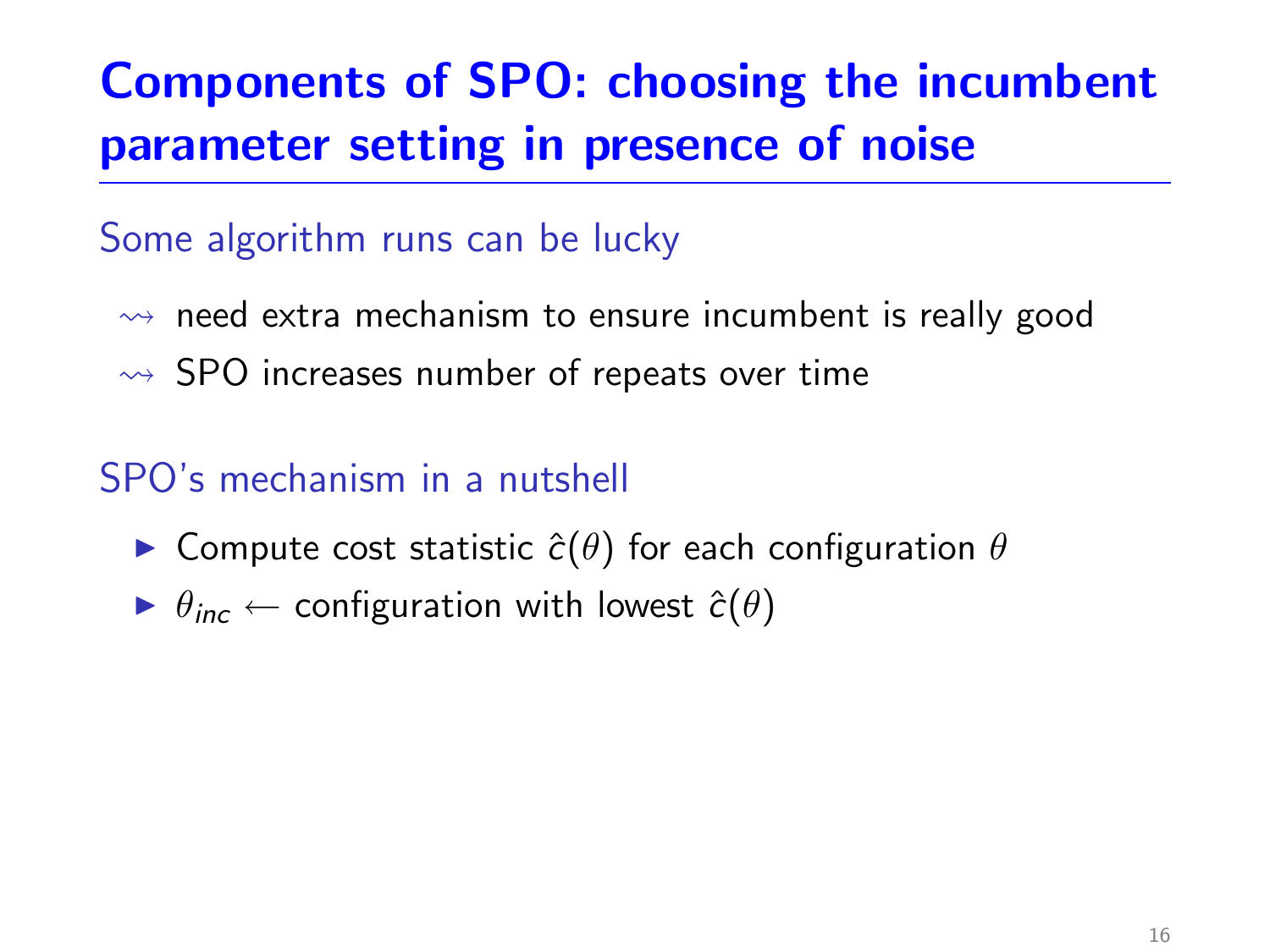# Components of SPO: choosing the incumbent parameter setting in presence of noise

## Some algorithm runs can be lucky

- $\rightsquigarrow$ need extra mechanism to ensure incumbent is really good
- $\rightsquigarrow$ SPO increases number of repeats over time

## SPO's mechanism in a nutshell

- Compute cost statistic $\hat{c}(\theta)$ for each configuration $\theta$
- $\theta_{inc} \leftarrow$ configuration with lowest $\hat{c}(\theta)$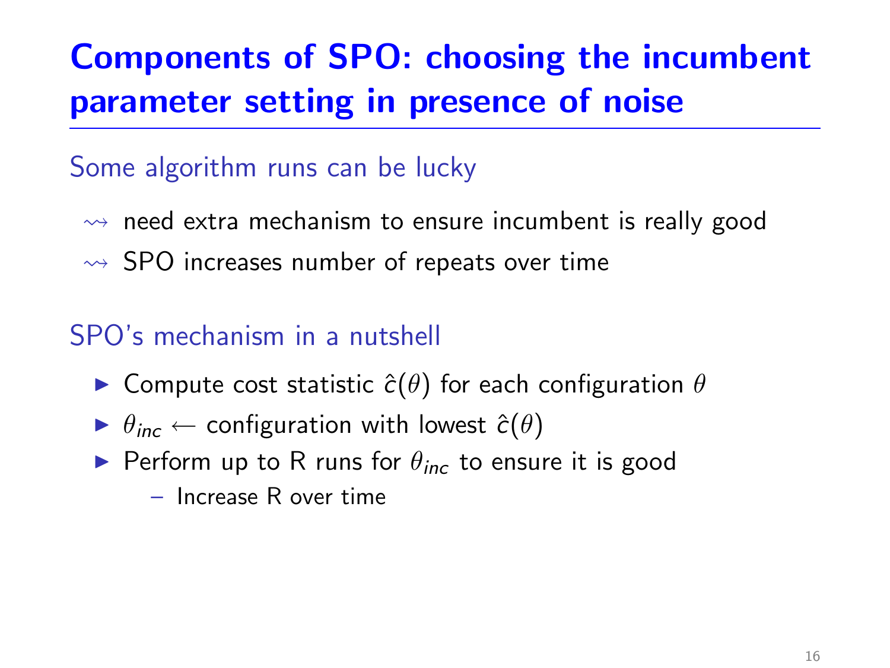# Components of SPO: choosing the incumbent parameter setting in presence of noise

## Some algorithm runs can be lucky

$\rightsquigarrow$ need extra mechanism to ensure incumbent is really good

$\rightsquigarrow$ SPO increases number of repeats over time

## SPO's mechanism in a nutshell

- Compute cost statistic $\hat{c}(\theta)$ for each configuration $\theta$
- $\theta_{inc} \leftarrow$ configuration with lowest $\hat{c}(\theta)$
- Perform up to R runs for $\theta_{inc}$ to ensure it is good
  - Increase R over time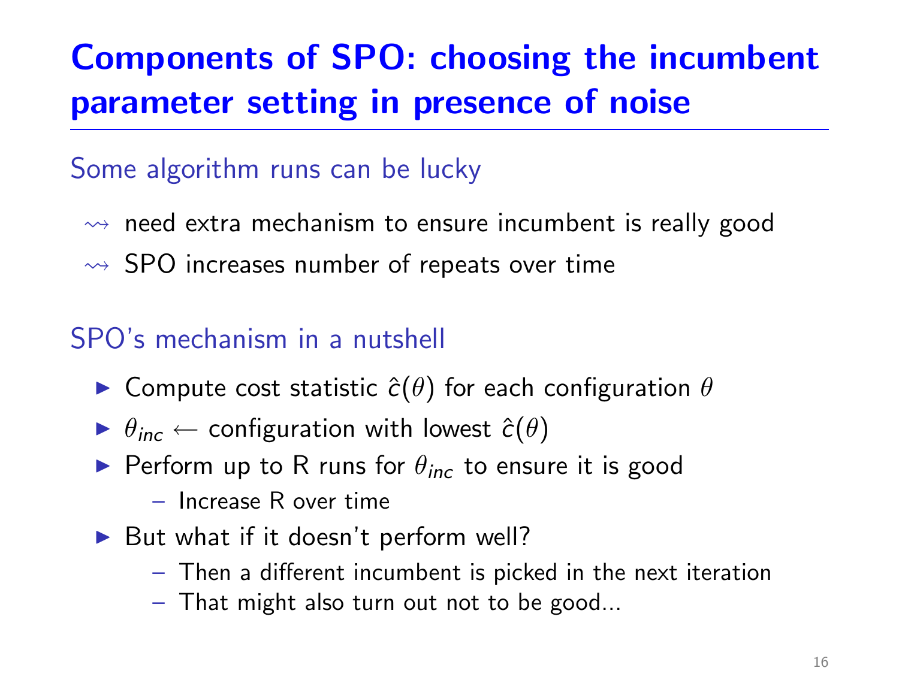# Components of SPO: choosing the incumbent parameter setting in presence of noise

## Some algorithm runs can be lucky

- $\rightsquigarrow$ need extra mechanism to ensure incumbent is really good
- $\rightsquigarrow$ SPO increases number of repeats over time

## SPO's mechanism in a nutshell

- Compute cost statistic $\hat{c}(\theta)$ for each configuration $\theta$
- $\theta_{inc} \leftarrow$ configuration with lowest $\hat{c}(\theta)$
- Perform up to R runs for $\theta_{inc}$ to ensure it is good
  - Increase R over time
- But what if it doesn't perform well?
  - Then a different incumbent is picked in the next iteration
  - That might also turn out not to be good...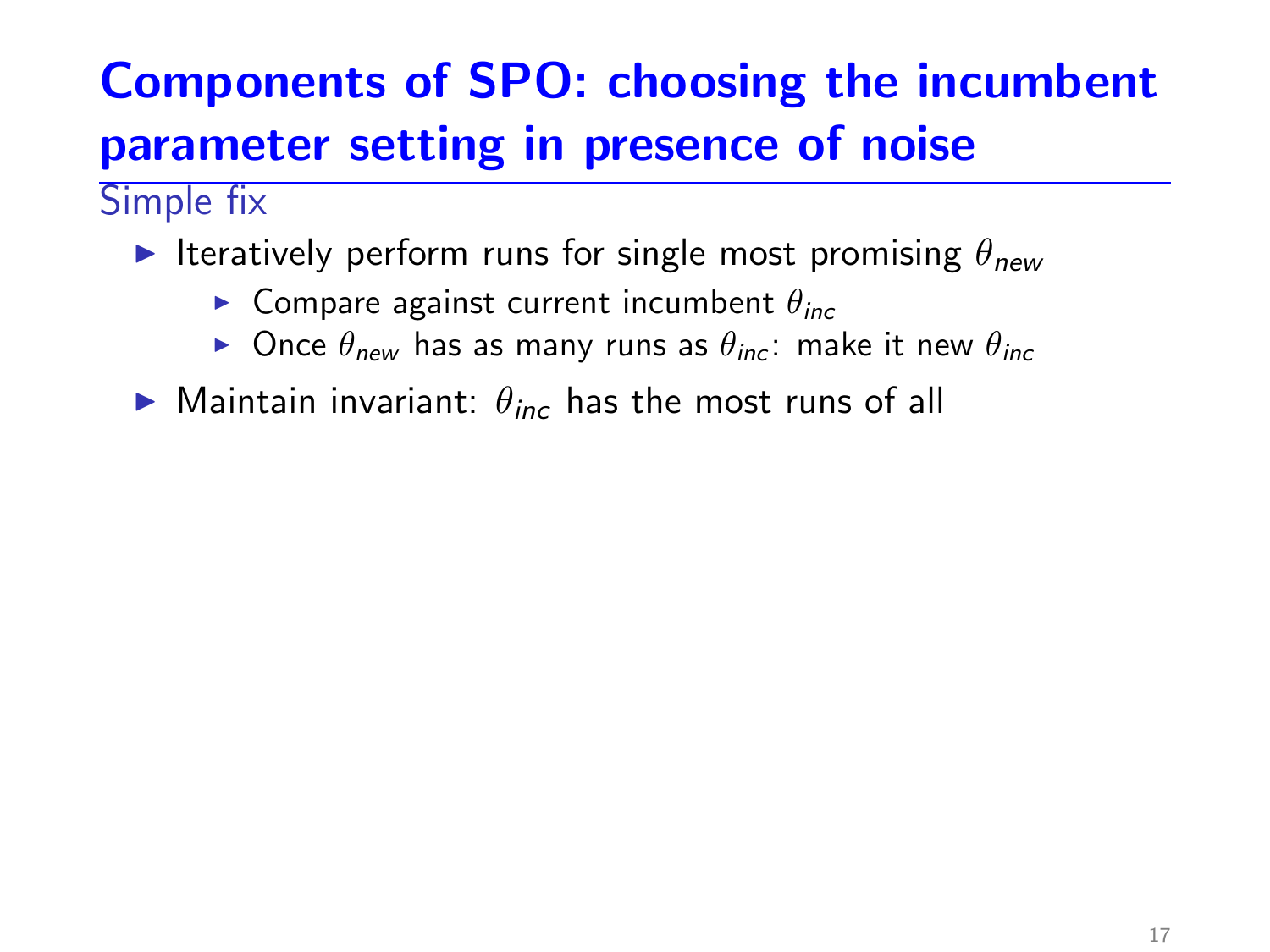# Components of SPO: choosing the incumbent parameter setting in presence of noise

## Simple fix

- Iteratively perform runs for single most promising $\theta_{new}$
  - Compare against current incumbent $\theta_{inc}$
  - Once $\theta_{new}$ has as many runs as $\theta_{inc}$: make it new $\theta_{inc}$
- Maintain invariant: $\theta_{inc}$ has the most runs of all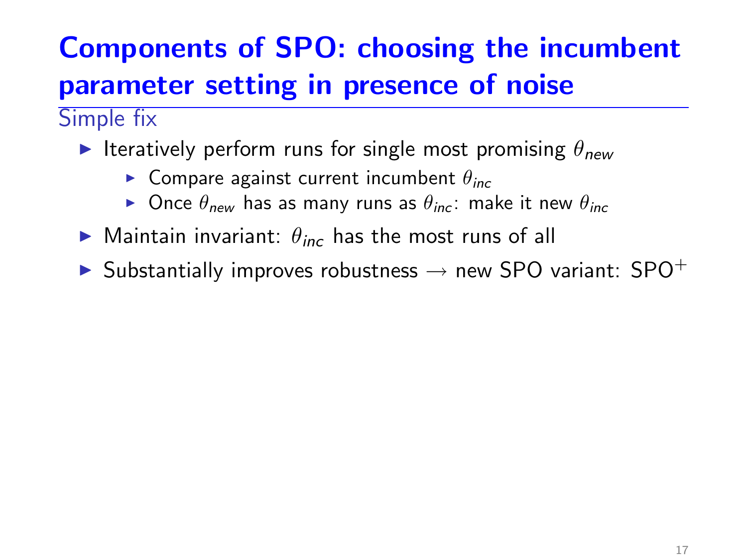# Components of SPO: choosing the incumbent parameter setting in presence of noise

## Simple fix

- Iteratively perform runs for single most promising $\theta_{new}$
  - Compare against current incumbent $\theta_{inc}$
  - Once $\theta_{new}$ has as many runs as $\theta_{inc}$: make it new $\theta_{inc}$
- Maintain invariant: $\theta_{inc}$ has the most runs of all
- Substantially improves robustness $\rightarrow$ new SPO variant: $SPO^{+}$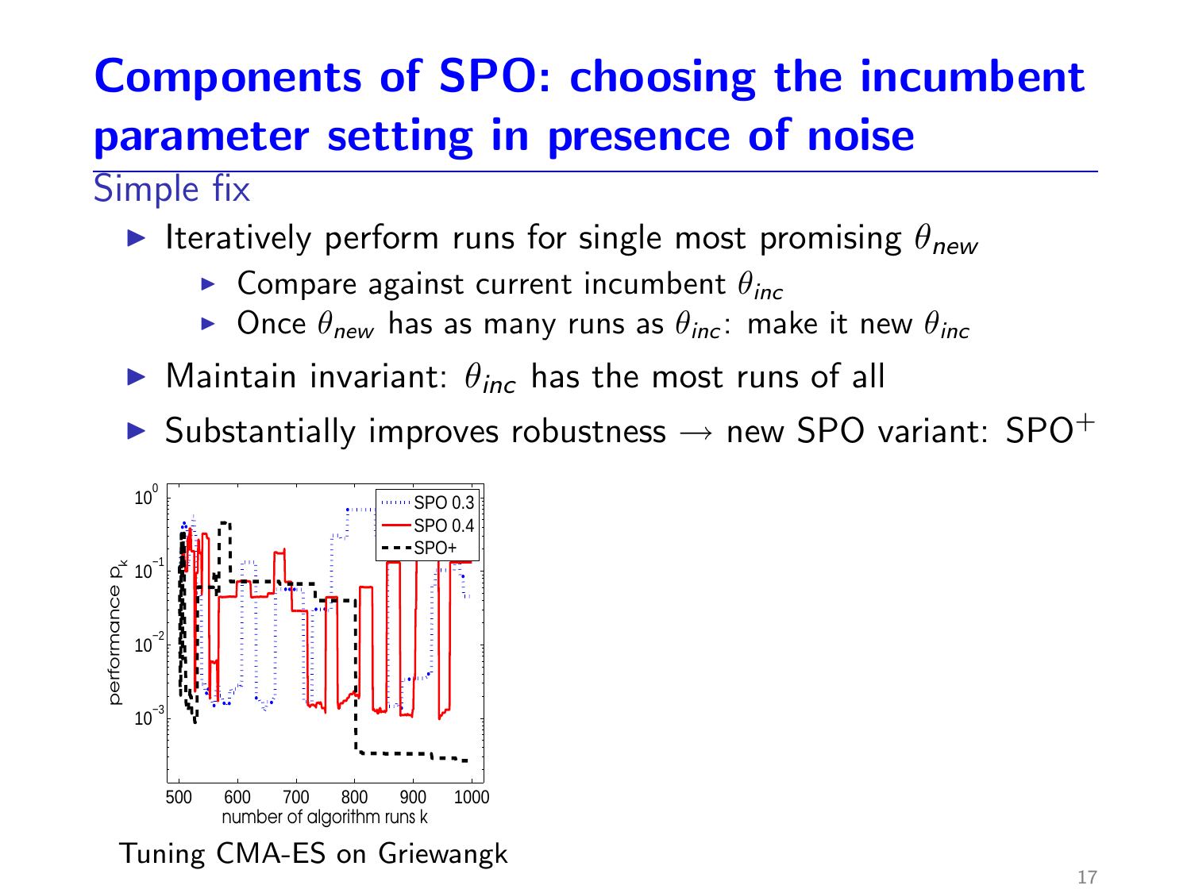# Components of SPO: choosing the incumbent parameter setting in presence of noise

## Simple fix

- Iteratively perform runs for single most promising $\theta_{new}$
  - Compare against current incumbent $\theta_{inc}$
  - Once $\theta_{new}$ has as many runs as $\theta_{inc}$: make it new $\theta_{inc}$
- Maintain invariant: $\theta_{inc}$ has the most runs of all
- Substantially improves robustness $\rightarrow$ new SPO variant: $SPO^+$

Tuning CMA-ES on Griewangk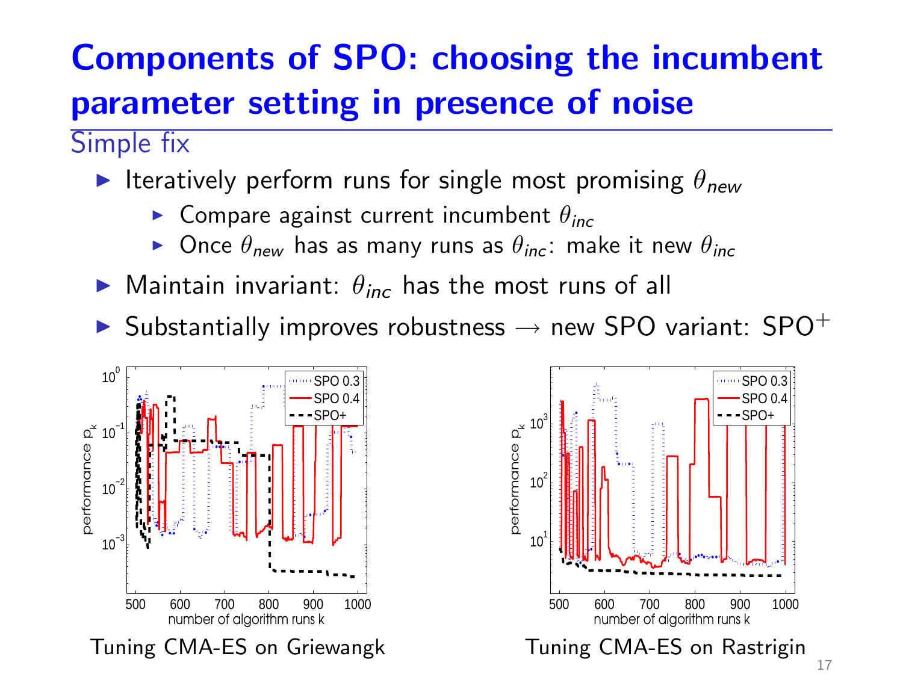# Components of SPO: choosing the incumbent parameter setting in presence of noise

## Simple fix

- Iteratively perform runs for single most promising $\theta_{new}$
  - Compare against current incumbent $\theta_{inc}$
  - Once $\theta_{new}$ has as many runs as $\theta_{inc}$: make it new $\theta_{inc}$
- Maintain invariant: $\theta_{inc}$ has the most runs of all
- Substantially improves robustness $\rightarrow$ new SPO variant: SPO$^+$

performance $p_k$
$10^0$
$10^{-1}$
$10^{-2}$
$10^{-3}$
SPO 0.3
SPO 0.4
SPO+
500 600 700 800 900 1000
number of algorithm runs k

Tuning CMA-ES on Griewangk

performance $p_k$
$10^3$
$10^2$
$10^1$
SPO 0.3
SPO 0.4
SPO+
500 600 700 800 900 1000
number of algorithm runs k

Tuning CMA-ES on Rastrigin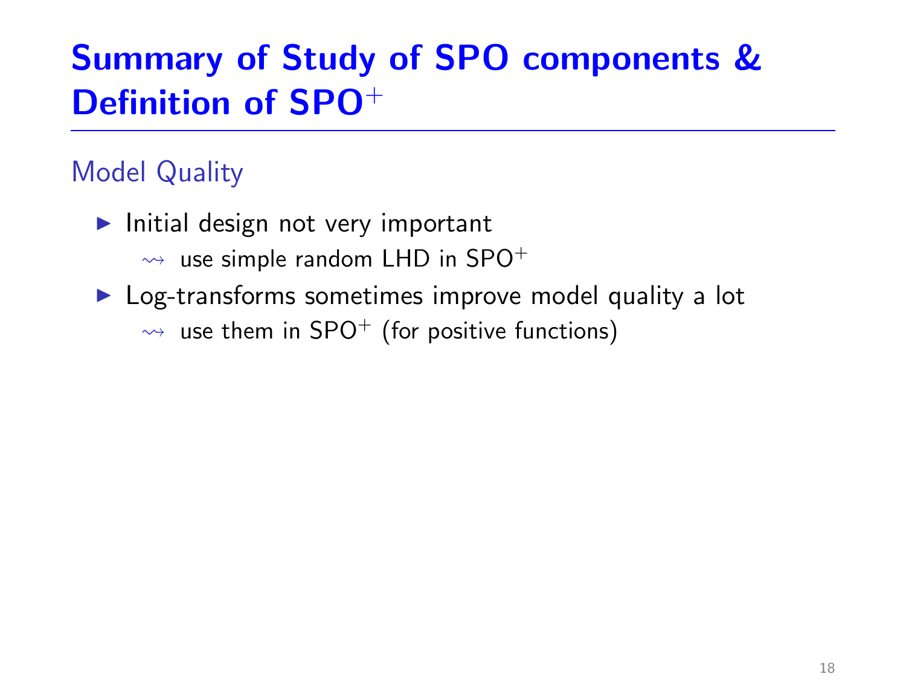# Summary of Study of SPO components & Definition of SPO$^+$

## Model Quality

- Initial design not very important
  - $\rightsquigarrow$ use simple random LHD in SPO$^+$
- Log-transforms sometimes improve model quality a lot
  - $\rightsquigarrow$ use them in SPO$^+$ (for positive functions)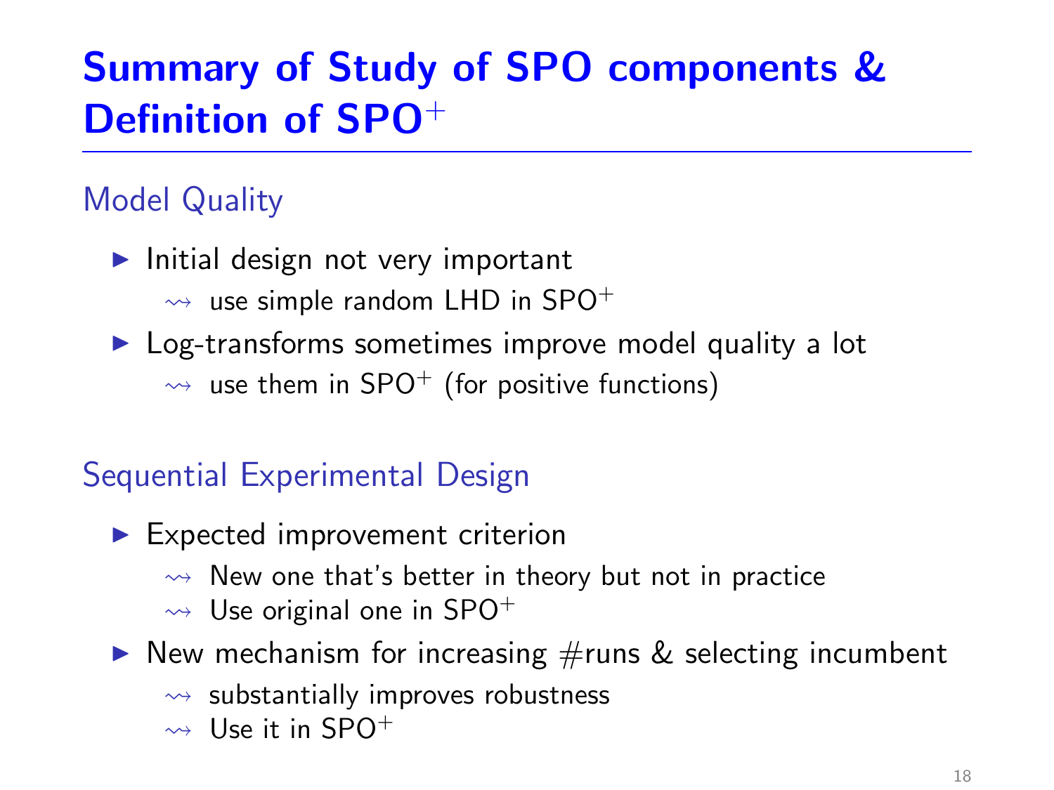# Summary of Study of SPO components & Definition of $SPO^+$

## Model Quality

- Initial design not very important
  - ⇝ use simple random LHD in $SPO^+$
- Log-transforms sometimes improve model quality a lot
  - ⇝ use them in $SPO^+$ (for positive functions)

## Sequential Experimental Design

- Expected improvement criterion
  - ⇝ New one that's better in theory but not in practice
  - ⇝ Use original one in $SPO^+$
- New mechanism for increasing #runs & selecting incumbent
  - ⇝ substantially improves robustness
  - ⇝ Use it in $SPO^+$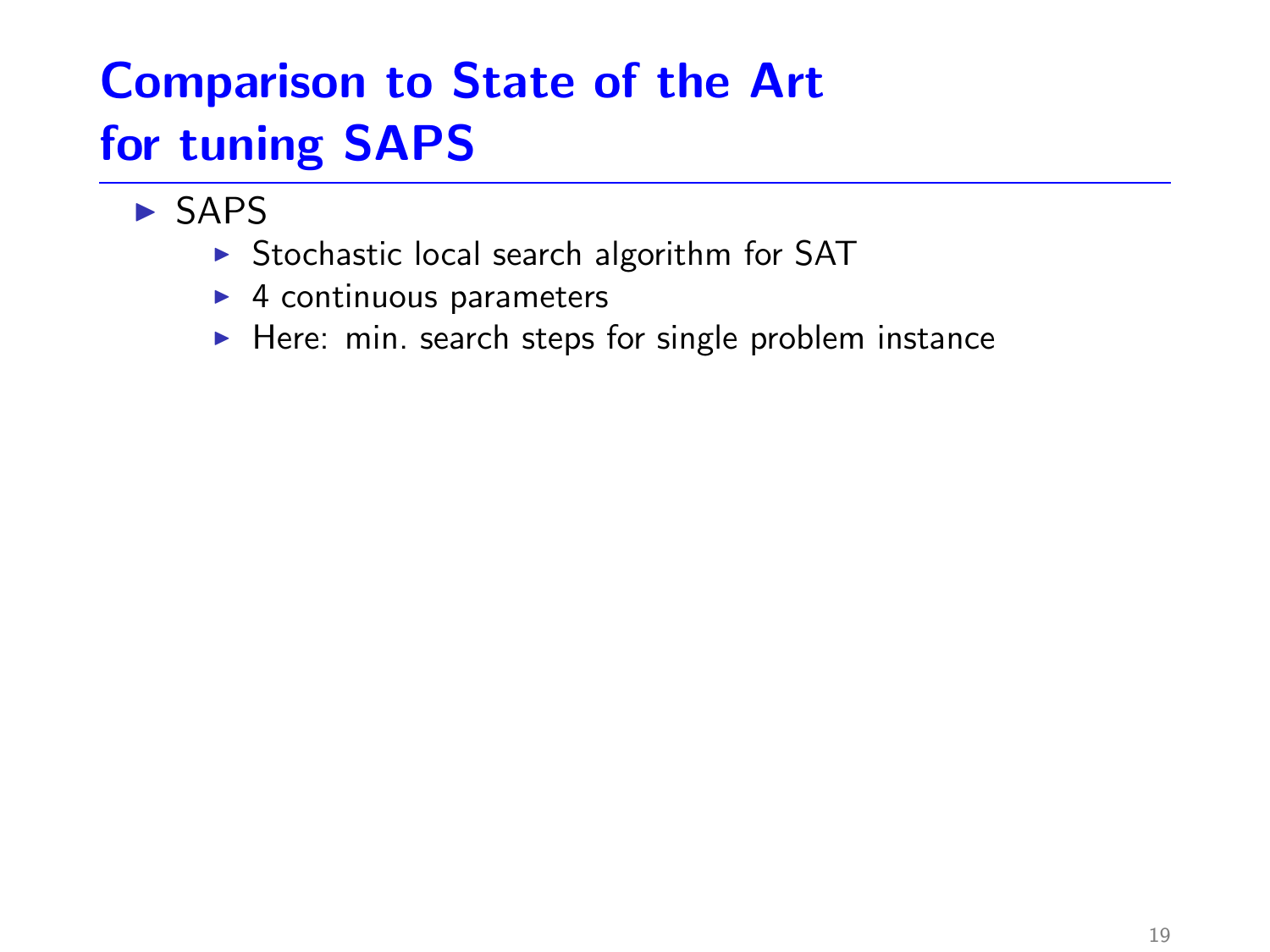# Comparison to State of the Art for tuning SAPS

- SAPS
  - Stochastic local search algorithm for SAT
  - 4 continuous parameters
  - Here: min. search steps for single problem instance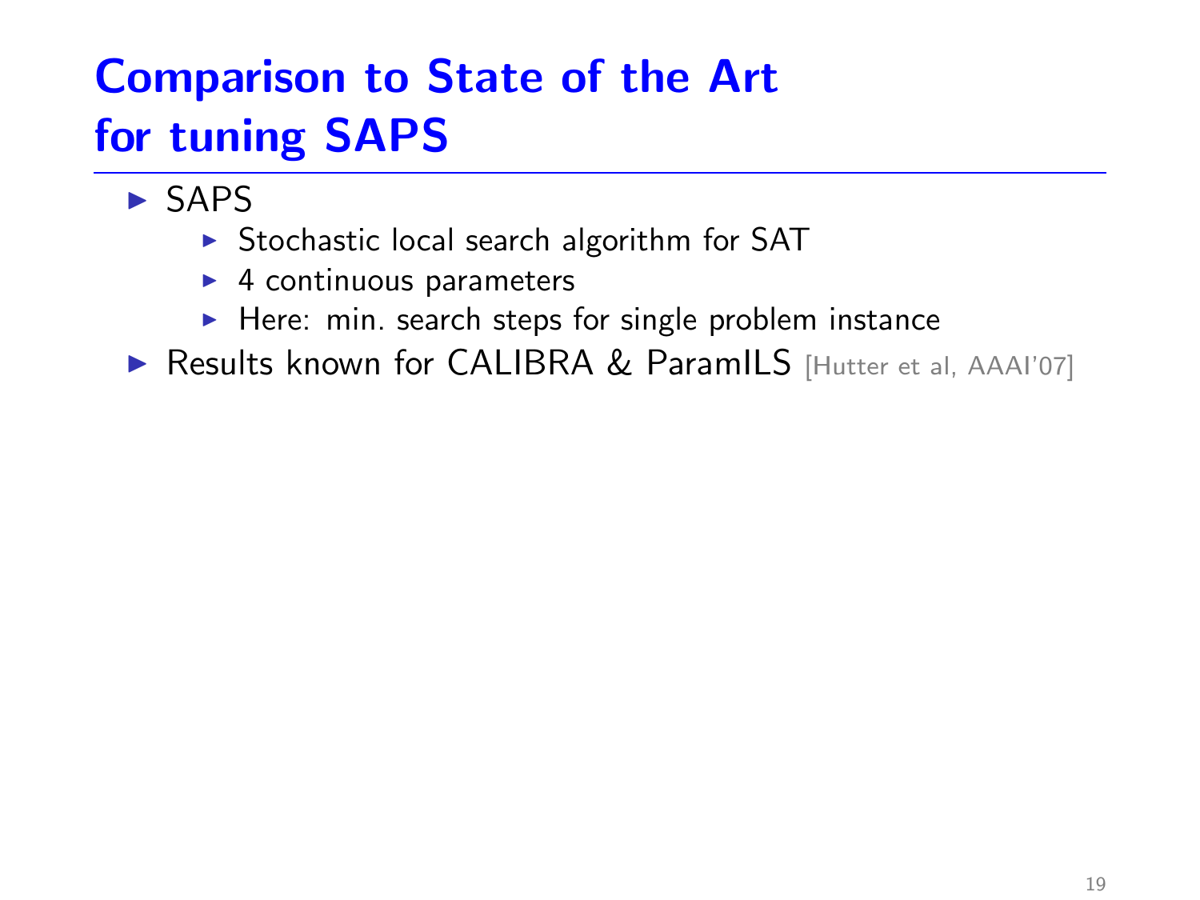# Comparison to State of the Art for tuning SAPS

- SAPS
  - Stochastic local search algorithm for SAT
  - 4 continuous parameters
  - Here: min. search steps for single problem instance
- Results known for CALIBRA & ParamILS [Hutter et al, AAAI'07]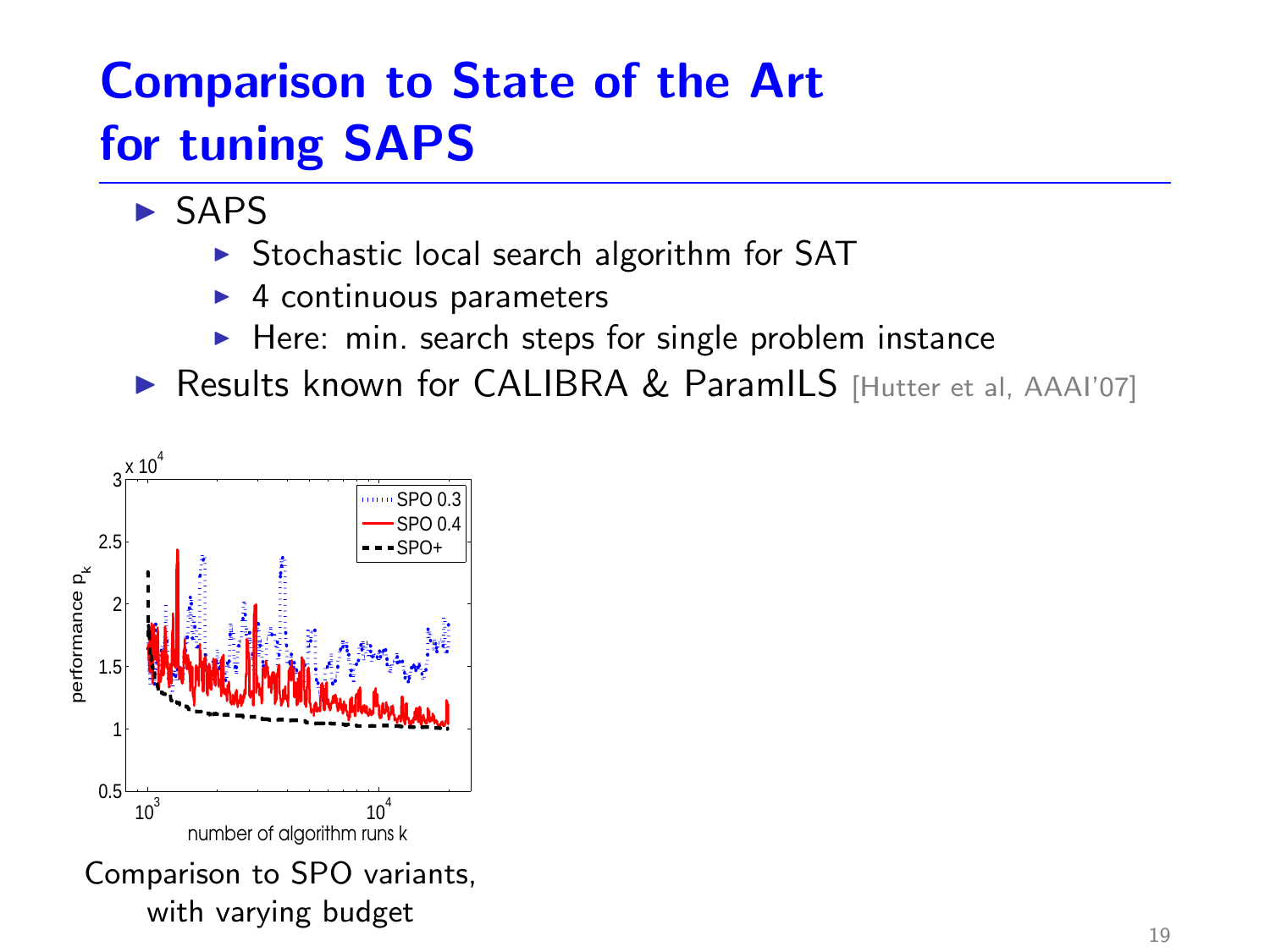# Comparison to State of the Art for tuning SAPS

- SAPS
  - Stochastic local search algorithm for SAT
  - 4 continuous parameters
  - Here: min. search steps for single problem instance
- Results known for CALIBRA & ParamILS [Hutter et al, AAAI'07]

x $10^4$
3
2.5
2
1.5
1
0.5
performance $p_k$
$10^3$
$10^4$
number of algorithm runs k
SPO 0.3
SPO 0.4
SPO+

Comparison to SPO variants, with varying budget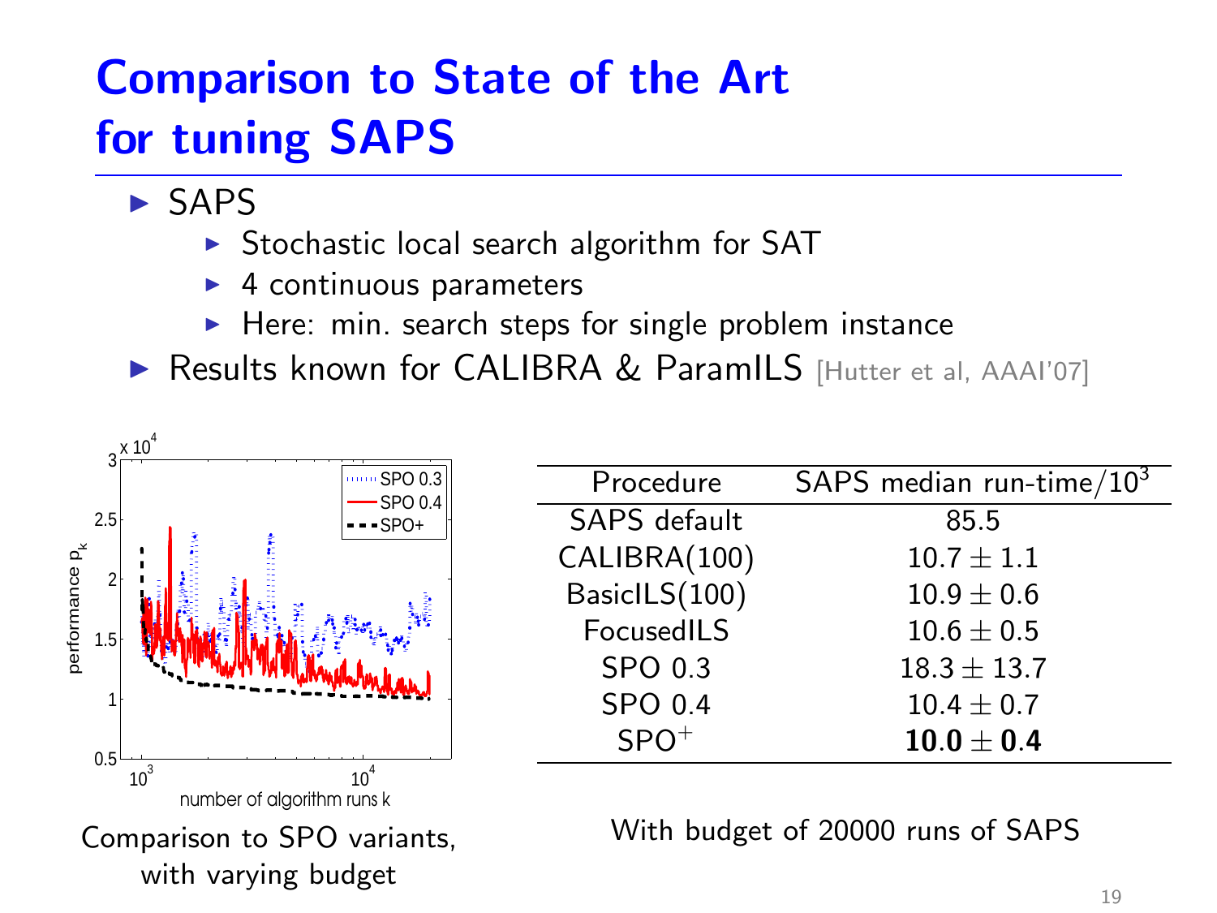# Comparison to State of the Art for tuning SAPS

- SAPS
  - Stochastic local search algorithm for SAT
  - 4 continuous parameters
  - Here: min. search steps for single problem instance
- Results known for CALIBRA & ParamILS [Hutter et al, AAAI'07]

x $10^4$
3
2.5
2
1.5
1
0.5
performance $p_k$
$10^3$
$10^4$
number of algorithm runs k
SPO 0.3
SPO 0.4
SPO+

Comparison to SPO variants, with varying budget

| Procedure | SAPS median run-time/$10^3$ |
|---|---|
| SAPS default | 85.5 |
| CALIBRA(100) | $10.7 \pm 1.1$ |
| BasicILS(100) | $10.9 \pm 0.6$ |
| FocusedILS | $10.6 \pm 0.5$ |
| SPO 0.3 | $18.3 \pm 13.7$ |
| SPO 0.4 | $10.4 \pm 0.7$ |
| SPO$^+$ | $\mathbf{10.0 \pm 0.4}$ |

With budget of 20000 runs of SAPS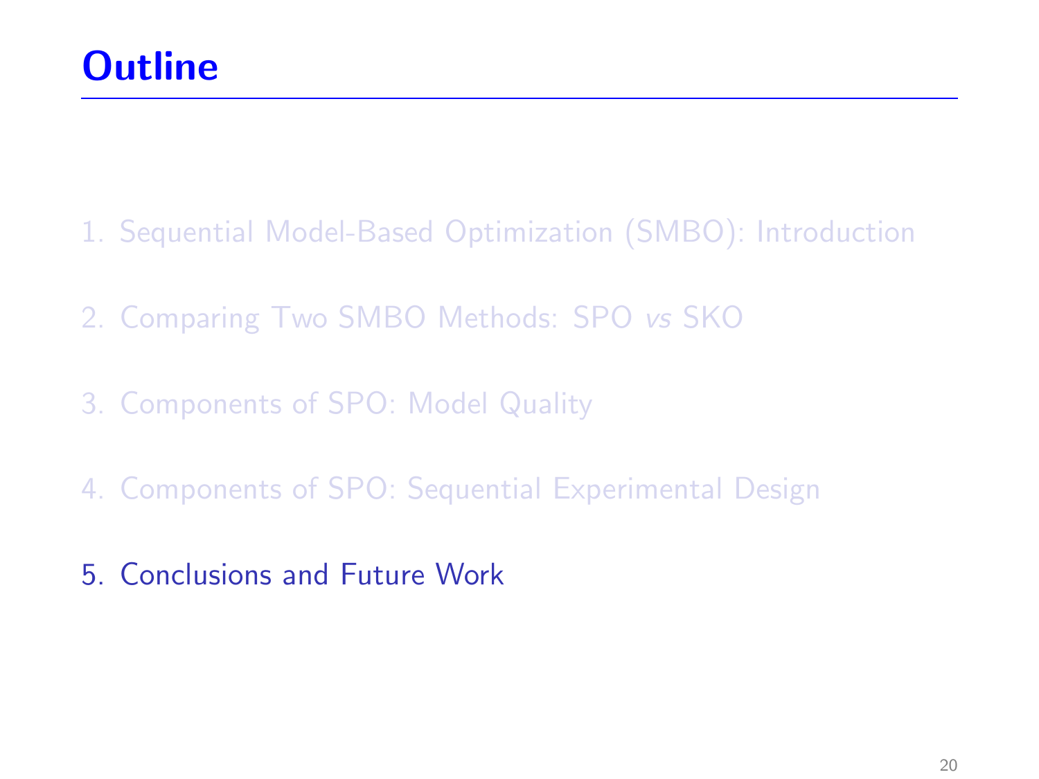# Outline

1. Sequential Model-Based Optimization (SMBO): Introduction
2. Comparing Two SMBO Methods: SPO *vs* SKO
3. Components of SPO: Model Quality
4. Components of SPO: Sequential Experimental Design
5. Conclusions and Future Work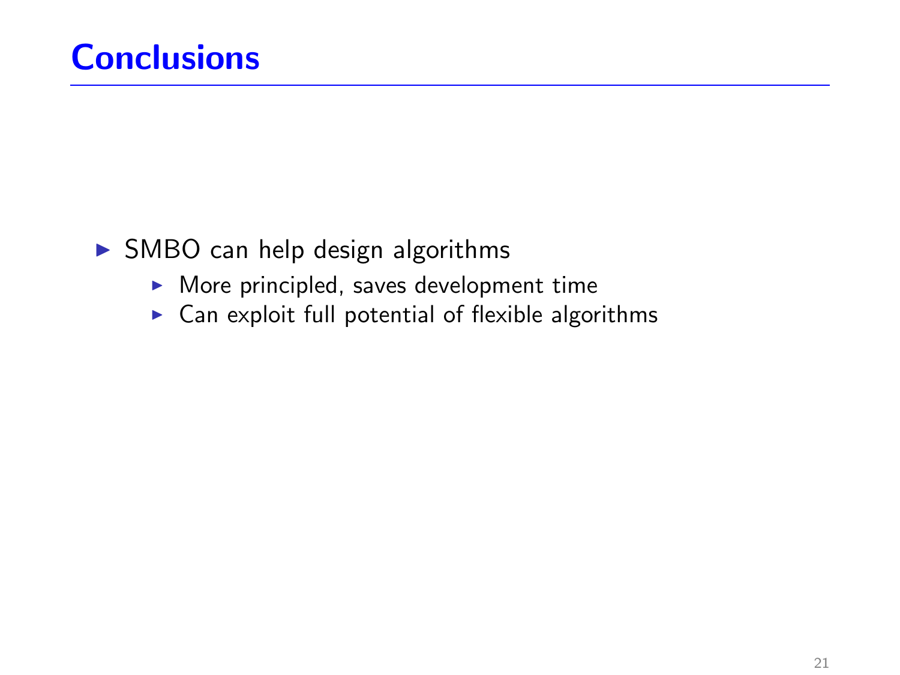# Conclusions

- SMBO can help design algorithms
  - More principled, saves development time
  - Can exploit full potential of flexible algorithms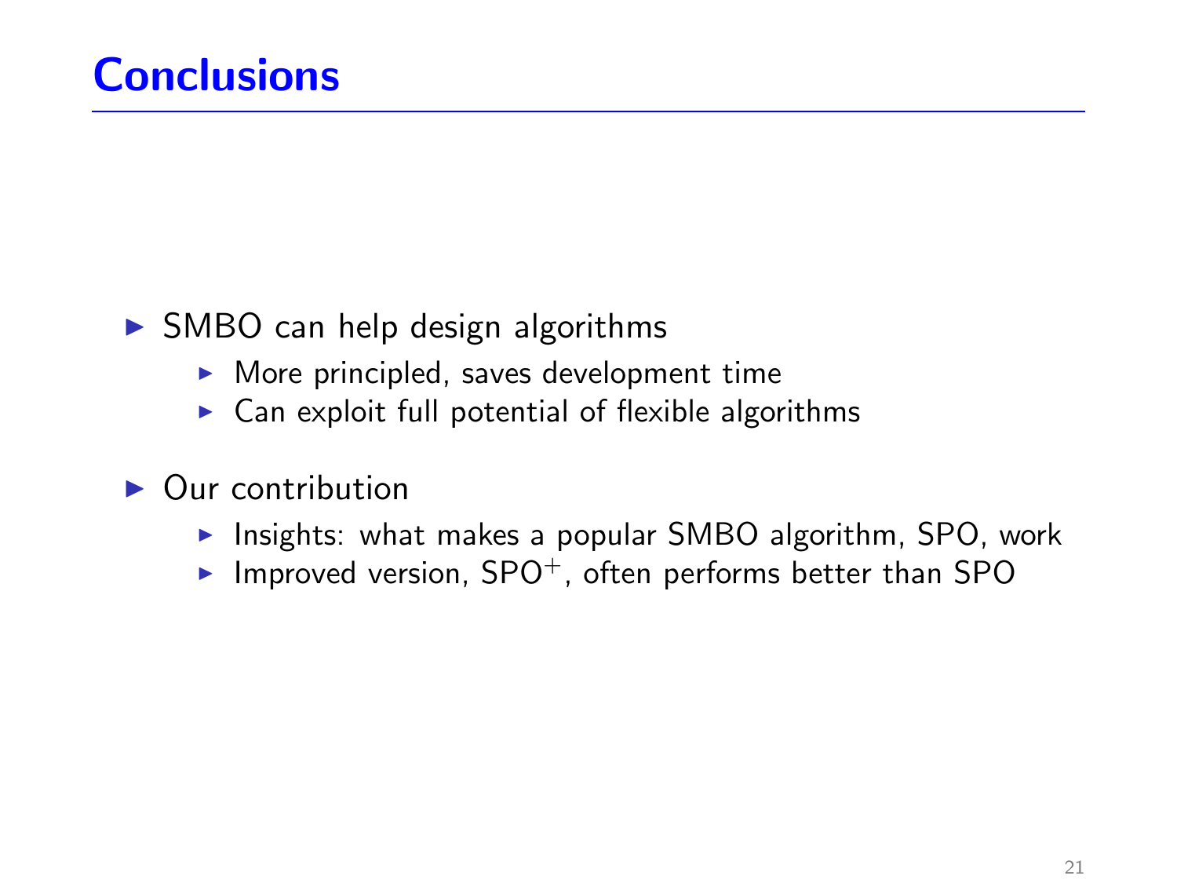# Conclusions

- SMBO can help design algorithms
  - More principled, saves development time
  - Can exploit full potential of flexible algorithms
- Our contribution
  - Insights: what makes a popular SMBO algorithm, SPO, work
  - Improved version, $SPO^+$, often performs better than SPO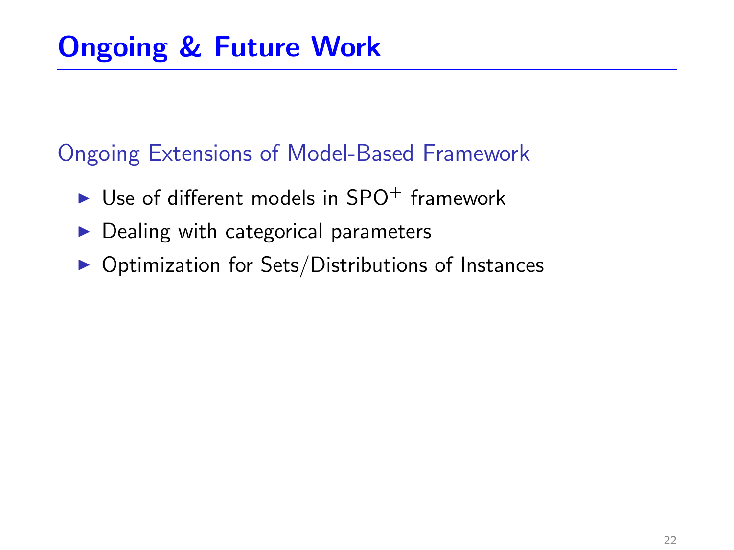# Ongoing & Future Work

### Ongoing Extensions of Model-Based Framework

- Use of different models in $SPO^+$ framework
- Dealing with categorical parameters
- Optimization for Sets/Distributions of Instances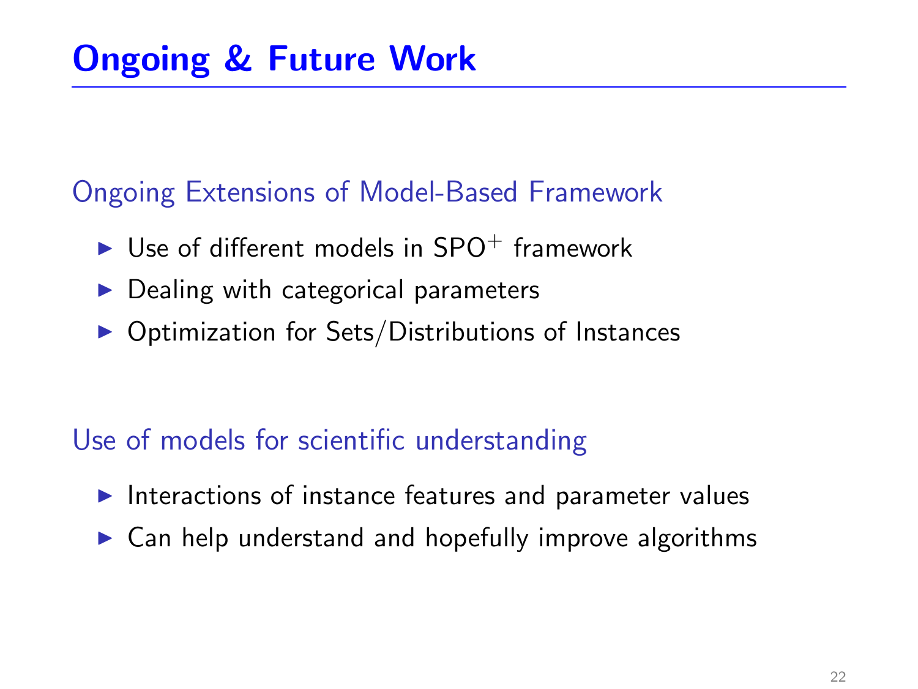# Ongoing & Future Work

## Ongoing Extensions of Model-Based Framework

- Use of different models in $\text{SPO}^{+}$ framework
- Dealing with categorical parameters
- Optimization for Sets/Distributions of Instances

## Use of models for scientific understanding

- Interactions of instance features and parameter values
- Can help understand and hopefully improve algorithms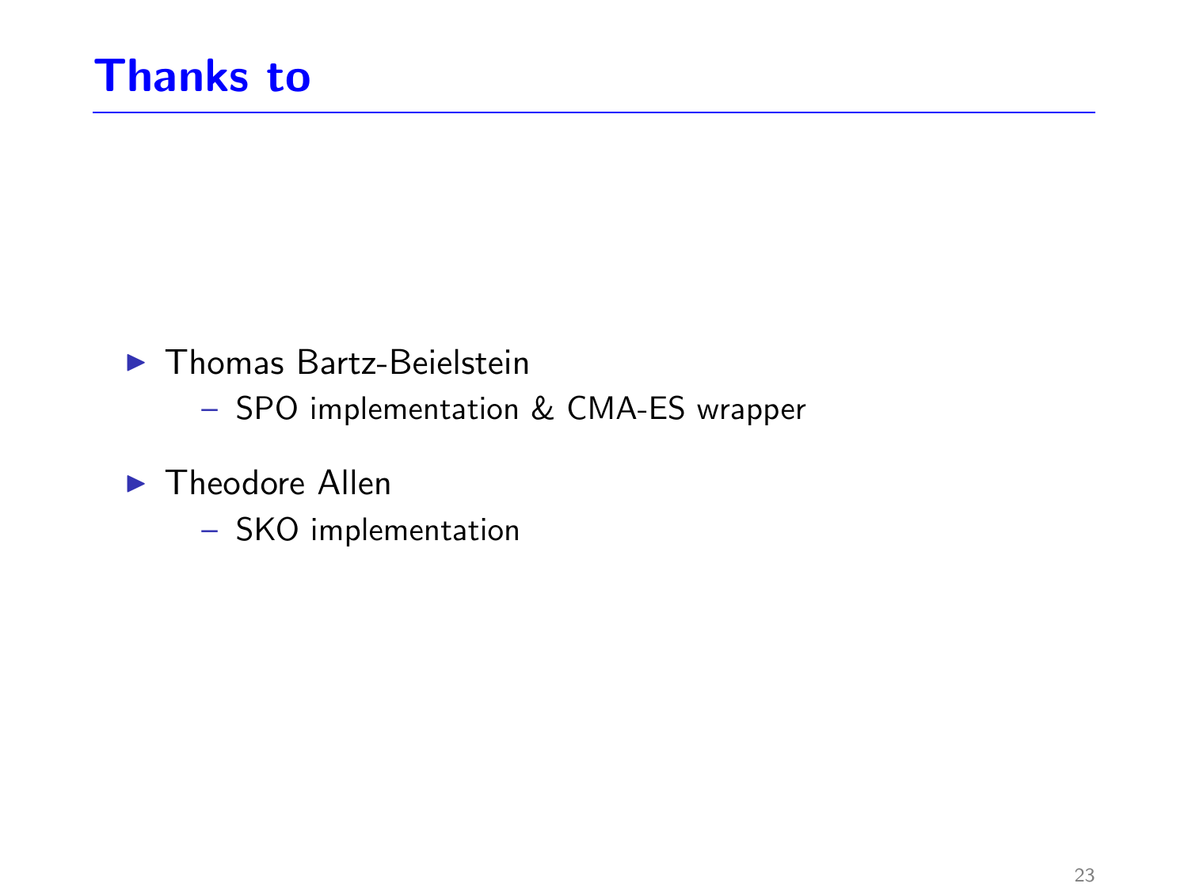# Thanks to

- Thomas Bartz-Beielstein
  - SPO implementation & CMA-ES wrapper
- Theodore Allen
  - SKO implementation